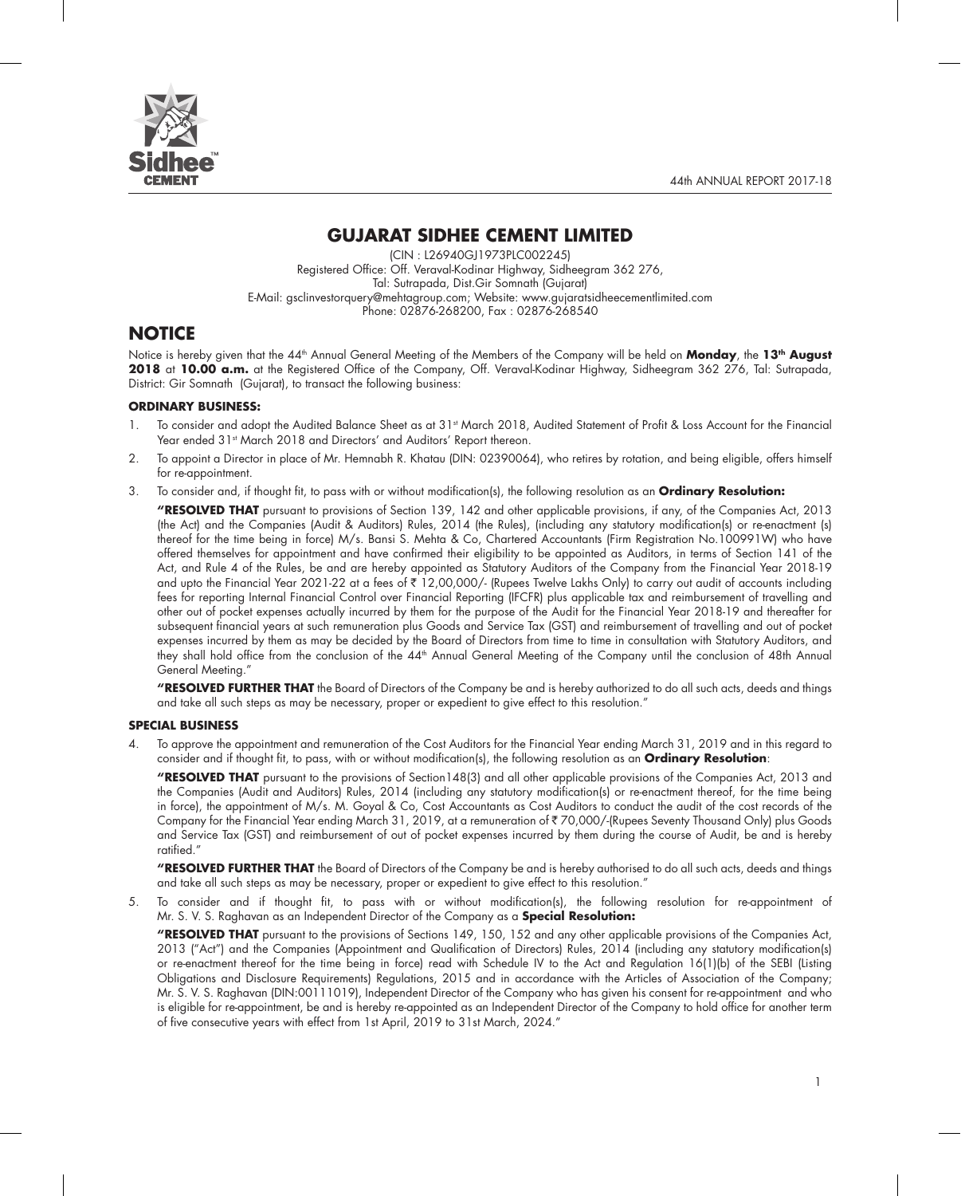# GUJARAT SIDHEE CEMENT LIMITED

(CIN : L26940GJ1973PLC002245)
Registered Office: Off. Veraval-Kodinar Highway, Sidheegram 362 276,
Tal: Sutrapada, Dist.Gir Somnath (Gujarat)
E-Mail: gsclinvestorquery@mehtagroup.com; Website: www.gujaratsidheecementlimited.com
Phone: 02876-268200, Fax : 02876-268540

# NOTICE

Notice is hereby given that the 44th Annual General Meeting of the Members of the Company will be held on **Monday**, the **13th August 2018** at **10.00 a.m.** at the Registered Office of the Company, Off. Veraval-Kodinar Highway, Sidheegram 362 276, Tal: Sutrapada, District: Gir Somnath (Gujarat), to transact the following business:

## ORDINARY BUSINESS:

1. To consider and adopt the Audited Balance Sheet as at 31st March 2018, Audited Statement of Profit & Loss Account for the Financial Year ended 31st March 2018 and Directors' and Auditors' Report thereon.
2. To appoint a Director in place of Mr. Hemnabh R. Khatau (DIN: 02390064), who retires by rotation, and being eligible, offers himself for re-appointment.
3. To consider and, if thought fit, to pass with or without modification(s), the following resolution as an **Ordinary Resolution:**

   **"RESOLVED THAT** pursuant to provisions of Section 139, 142 and other applicable provisions, if any, of the Companies Act, 2013 (the Act) and the Companies (Audit & Auditors) Rules, 2014 (the Rules), (including any statutory modification(s) or re-enactment (s) thereof for the time being in force) M/s. Bansi S. Mehta & Co, Chartered Accountants (Firm Registration No.100991W) who have offered themselves for appointment and have confirmed their eligibility to be appointed as Auditors, in terms of Section 141 of the Act, and Rule 4 of the Rules, be and are hereby appointed as Statutory Auditors of the Company from the Financial Year 2018-19 and upto the Financial Year 2021-22 at a fees of ₹ 12,00,000/- (Rupees Twelve Lakhs Only) to carry out audit of accounts including fees for reporting Internal Financial Control over Financial Reporting (IFCFR) plus applicable tax and reimbursement of travelling and other out of pocket expenses actually incurred by them for the purpose of the Audit for the Financial Year 2018-19 and thereafter for subsequent financial years at such remuneration plus Goods and Service Tax (GST) and reimbursement of travelling and out of pocket expenses incurred by them as may be decided by the Board of Directors from time to time in consultation with Statutory Auditors, and they shall hold office from the conclusion of the 44th Annual General Meeting of the Company until the conclusion of 48th Annual General Meeting."

   **"RESOLVED FURTHER THAT** the Board of Directors of the Company be and is hereby authorized to do all such acts, deeds and things and take all such steps as may be necessary, proper or expedient to give effect to this resolution."

## SPECIAL BUSINESS

4. To approve the appointment and remuneration of the Cost Auditors for the Financial Year ending March 31, 2019 and in this regard to consider and if thought fit, to pass, with or without modification(s), the following resolution as an **Ordinary Resolution**:

   **"RESOLVED THAT** pursuant to the provisions of Section148(3) and all other applicable provisions of the Companies Act, 2013 and the Companies (Audit and Auditors) Rules, 2014 (including any statutory modification(s) or re-enactment thereof, for the time being in force), the appointment of M/s. M. Goyal & Co, Cost Accountants as Cost Auditors to conduct the audit of the cost records of the Company for the Financial Year ending March 31, 2019, at a remuneration of ₹ 70,000/-(Rupees Seventy Thousand Only) plus Goods and Service Tax (GST) and reimbursement of out of pocket expenses incurred by them during the course of Audit, be and is hereby ratified."

   **"RESOLVED FURTHER THAT** the Board of Directors of the Company be and is hereby authorised to do all such acts, deeds and things and take all such steps as may be necessary, proper or expedient to give effect to this resolution."

5. To consider and if thought fit, to pass with or without modification(s), the following resolution for re-appointment of Mr. S. V. S. Raghavan as an Independent Director of the Company as a **Special Resolution:**

   **"RESOLVED THAT** pursuant to the provisions of Sections 149, 150, 152 and any other applicable provisions of the Companies Act, 2013 ("Act") and the Companies (Appointment and Qualification of Directors) Rules, 2014 (including any statutory modification(s) or re-enactment thereof for the time being in force) read with Schedule IV to the Act and Regulation 16(1)(b) of the SEBI (Listing Obligations and Disclosure Requirements) Regulations, 2015 and in accordance with the Articles of Association of the Company; Mr. S. V. S. Raghavan (DIN:00111019), Independent Director of the Company who has given his consent for re-appointment and who is eligible for re-appointment, be and is hereby re-appointed as an Independent Director of the Company to hold office for another term of five consecutive years with effect from 1st April, 2019 to 31st March, 2024."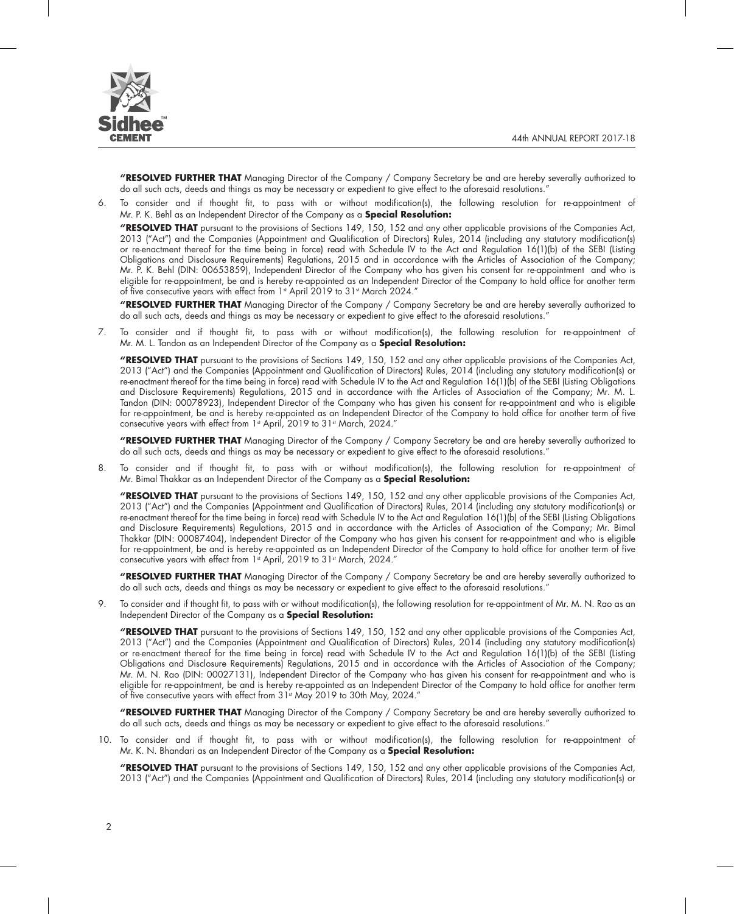**"RESOLVED FURTHER THAT** Managing Director of the Company / Company Secretary be and are hereby severally authorized to do all such acts, deeds and things as may be necessary or expedient to give effect to the aforesaid resolutions."

6. To consider and if thought fit, to pass with or without modification(s), the following resolution for re-appointment of Mr. P. K. Behl as an Independent Director of the Company as a **Special Resolution:**

   **"RESOLVED THAT** pursuant to the provisions of Sections 149, 150, 152 and any other applicable provisions of the Companies Act, 2013 ("Act") and the Companies (Appointment and Qualification of Directors) Rules, 2014 (including any statutory modification(s) or re-enactment thereof for the time being in force) read with Schedule IV to the Act and Regulation 16(1)(b) of the SEBI (Listing Obligations and Disclosure Requirements) Regulations, 2015 and in accordance with the Articles of Association of the Company; Mr. P. K. Behl (DIN: 00653859), Independent Director of the Company who has given his consent for re-appointment and who is eligible for re-appointment, be and is hereby re-appointed as an Independent Director of the Company to hold office for another term of five consecutive years with effect from 1st April 2019 to 31st March 2024."

   **"RESOLVED FURTHER THAT** Managing Director of the Company / Company Secretary be and are hereby severally authorized to do all such acts, deeds and things as may be necessary or expedient to give effect to the aforesaid resolutions."

7. To consider and if thought fit, to pass with or without modification(s), the following resolution for re-appointment of Mr. M. L. Tandon as an Independent Director of the Company as a **Special Resolution:**

   **"RESOLVED THAT** pursuant to the provisions of Sections 149, 150, 152 and any other applicable provisions of the Companies Act, 2013 ("Act") and the Companies (Appointment and Qualification of Directors) Rules, 2014 (including any statutory modification(s) or re-enactment thereof for the time being in force) read with Schedule IV to the Act and Regulation 16(1)(b) of the SEBI (Listing Obligations and Disclosure Requirements) Regulations, 2015 and in accordance with the Articles of Association of the Company; Mr. M. L. Tandon (DIN: 00078923), Independent Director of the Company who has given his consent for re-appointment and who is eligible for re-appointment, be and is hereby re-appointed as an Independent Director of the Company to hold office for another term of five consecutive years with effect from 1st April, 2019 to 31st March, 2024."

   **"RESOLVED FURTHER THAT** Managing Director of the Company / Company Secretary be and are hereby severally authorized to do all such acts, deeds and things as may be necessary or expedient to give effect to the aforesaid resolutions."

8. To consider and if thought fit, to pass with or without modification(s), the following resolution for re-appointment of Mr. Bimal Thakkar as an Independent Director of the Company as a **Special Resolution:**

   **"RESOLVED THAT** pursuant to the provisions of Sections 149, 150, 152 and any other applicable provisions of the Companies Act, 2013 ("Act") and the Companies (Appointment and Qualification of Directors) Rules, 2014 (including any statutory modification(s) or re-enactment thereof for the time being in force) read with Schedule IV to the Act and Regulation 16(1)(b) of the SEBI (Listing Obligations and Disclosure Requirements) Regulations, 2015 and in accordance with the Articles of Association of the Company; Mr. Bimal Thakkar (DIN: 00087404), Independent Director of the Company who has given his consent for re-appointment and who is eligible for re-appointment, be and is hereby re-appointed as an Independent Director of the Company to hold office for another term of five consecutive years with effect from 1st April, 2019 to 31st March, 2024."

   **"RESOLVED FURTHER THAT** Managing Director of the Company / Company Secretary be and are hereby severally authorized to do all such acts, deeds and things as may be necessary or expedient to give effect to the aforesaid resolutions."

9. To consider and if thought fit, to pass with or without modification(s), the following resolution for re-appointment of Mr. M. N. Rao as an Independent Director of the Company as a **Special Resolution:**

   **"RESOLVED THAT** pursuant to the provisions of Sections 149, 150, 152 and any other applicable provisions of the Companies Act, 2013 ("Act") and the Companies (Appointment and Qualification of Directors) Rules, 2014 (including any statutory modification(s) or re-enactment thereof for the time being in force) read with Schedule IV to the Act and Regulation 16(1)(b) of the SEBI (Listing Obligations and Disclosure Requirements) Regulations, 2015 and in accordance with the Articles of Association of the Company; Mr. M. N. Rao (DIN: 00027131), Independent Director of the Company who has given his consent for re-appointment and who is eligible for re-appointment, be and is hereby re-appointed as an Independent Director of the Company to hold office for another term of five consecutive years with effect from 31st May 2019 to 30th May, 2024."

   **"RESOLVED FURTHER THAT** Managing Director of the Company / Company Secretary be and are hereby severally authorized to do all such acts, deeds and things as may be necessary or expedient to give effect to the aforesaid resolutions."

10. To consider and if thought fit, to pass with or without modification(s), the following resolution for re-appointment of Mr. K. N. Bhandari as an Independent Director of the Company as a **Special Resolution:**

    **"RESOLVED THAT** pursuant to the provisions of Sections 149, 150, 152 and any other applicable provisions of the Companies Act, 2013 ("Act") and the Companies (Appointment and Qualification of Directors) Rules, 2014 (including any statutory modification(s) or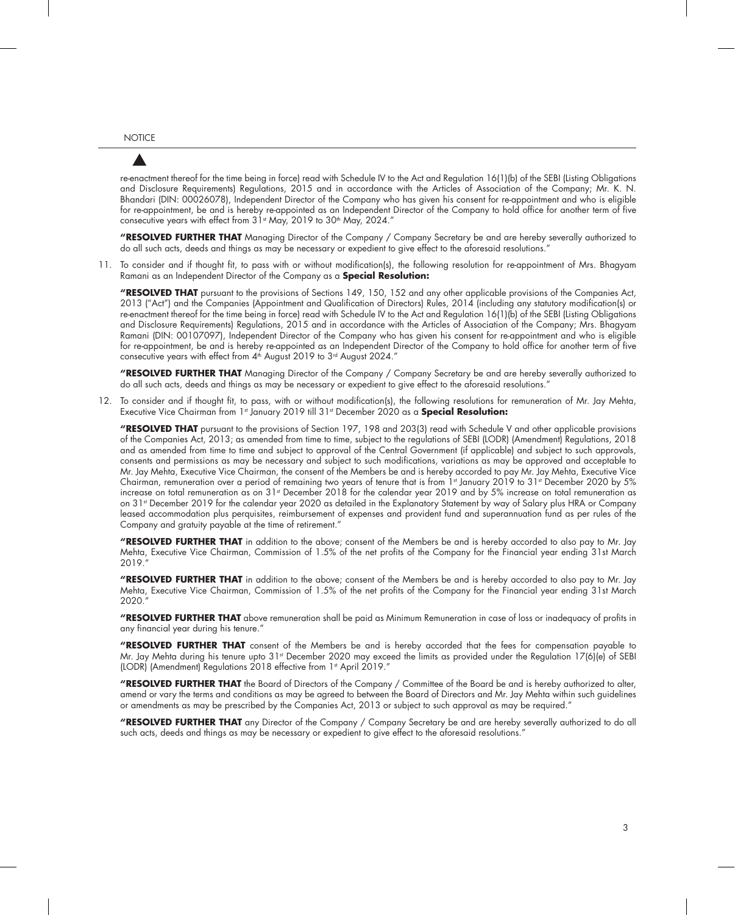re-enactment thereof for the time being in force) read with Schedule IV to the Act and Regulation 16(1)(b) of the SEBI (Listing Obligations and Disclosure Requirements) Regulations, 2015 and in accordance with the Articles of Association of the Company; Mr. K. N. Bhandari (DIN: 00026078), Independent Director of the Company who has given his consent for re-appointment and who is eligible for re-appointment, be and is hereby re-appointed as an Independent Director of the Company to hold office for another term of five consecutive years with effect from 31st May, 2019 to 30th May, 2024."

**"RESOLVED FURTHER THAT** Managing Director of the Company / Company Secretary be and are hereby severally authorized to do all such acts, deeds and things as may be necessary or expedient to give effect to the aforesaid resolutions."

11. To consider and if thought fit, to pass with or without modification(s), the following resolution for re-appointment of Mrs. Bhagyam Ramani as an Independent Director of the Company as a **Special Resolution:**

    **"RESOLVED THAT** pursuant to the provisions of Sections 149, 150, 152 and any other applicable provisions of the Companies Act, 2013 ("Act") and the Companies (Appointment and Qualification of Directors) Rules, 2014 (including any statutory modification(s) or re-enactment thereof for the time being in force) read with Schedule IV to the Act and Regulation 16(1)(b) of the SEBI (Listing Obligations and Disclosure Requirements) Regulations, 2015 and in accordance with the Articles of Association of the Company; Mrs. Bhagyam Ramani (DIN: 00107097), Independent Director of the Company who has given his consent for re-appointment and who is eligible for re-appointment, be and is hereby re-appointed as an Independent Director of the Company to hold office for another term of five consecutive years with effect from 4th August 2019 to 3rd August 2024."

    **"RESOLVED FURTHER THAT** Managing Director of the Company / Company Secretary be and are hereby severally authorized to do all such acts, deeds and things as may be necessary or expedient to give effect to the aforesaid resolutions."

12. To consider and if thought fit, to pass, with or without modification(s), the following resolutions for remuneration of Mr. Jay Mehta, Executive Vice Chairman from 1st January 2019 till 31st December 2020 as a **Special Resolution:**

    **"RESOLVED THAT** pursuant to the provisions of Section 197, 198 and 203(3) read with Schedule V and other applicable provisions of the Companies Act, 2013; as amended from time to time, subject to the regulations of SEBI (LODR) (Amendment) Regulations, 2018 and as amended from time to time and subject to approval of the Central Government (if applicable) and subject to such approvals, consents and permissions as may be necessary and subject to such modifications, variations as may be approved and acceptable to Mr. Jay Mehta, Executive Vice Chairman, the consent of the Members be and is hereby accorded to pay Mr. Jay Mehta, Executive Vice Chairman, remuneration over a period of remaining two years of tenure that is from 1st January 2019 to 31st December 2020 by 5% increase on total remuneration as on 31st December 2018 for the calendar year 2019 and by 5% increase on total remuneration as on 31st December 2019 for the calendar year 2020 as detailed in the Explanatory Statement by way of Salary plus HRA or Company leased accommodation plus perquisites, reimbursement of expenses and provident fund and superannuation fund as per rules of the Company and gratuity payable at the time of retirement."

    **"RESOLVED FURTHER THAT** in addition to the above; consent of the Members be and is hereby accorded to also pay to Mr. Jay Mehta, Executive Vice Chairman, Commission of 1.5% of the net profits of the Company for the Financial year ending 31st March 2019."

    **"RESOLVED FURTHER THAT** in addition to the above; consent of the Members be and is hereby accorded to also pay to Mr. Jay Mehta, Executive Vice Chairman, Commission of 1.5% of the net profits of the Company for the Financial year ending 31st March 2020."

    **"RESOLVED FURTHER THAT** above remuneration shall be paid as Minimum Remuneration in case of loss or inadequacy of profits in any financial year during his tenure."

    **"RESOLVED FURTHER THAT** consent of the Members be and is hereby accorded that the fees for compensation payable to Mr. Jay Mehta during his tenure upto 31st December 2020 may exceed the limits as provided under the Regulation 17(6)(e) of SEBI (LODR) (Amendment) Regulations 2018 effective from 1st April 2019."

    **"RESOLVED FURTHER THAT** the Board of Directors of the Company / Committee of the Board be and is hereby authorized to alter, amend or vary the terms and conditions as may be agreed to between the Board of Directors and Mr. Jay Mehta within such guidelines or amendments as may be prescribed by the Companies Act, 2013 or subject to such approval as may be required."

    **"RESOLVED FURTHER THAT** any Director of the Company / Company Secretary be and are hereby severally authorized to do all such acts, deeds and things as may be necessary or expedient to give effect to the aforesaid resolutions."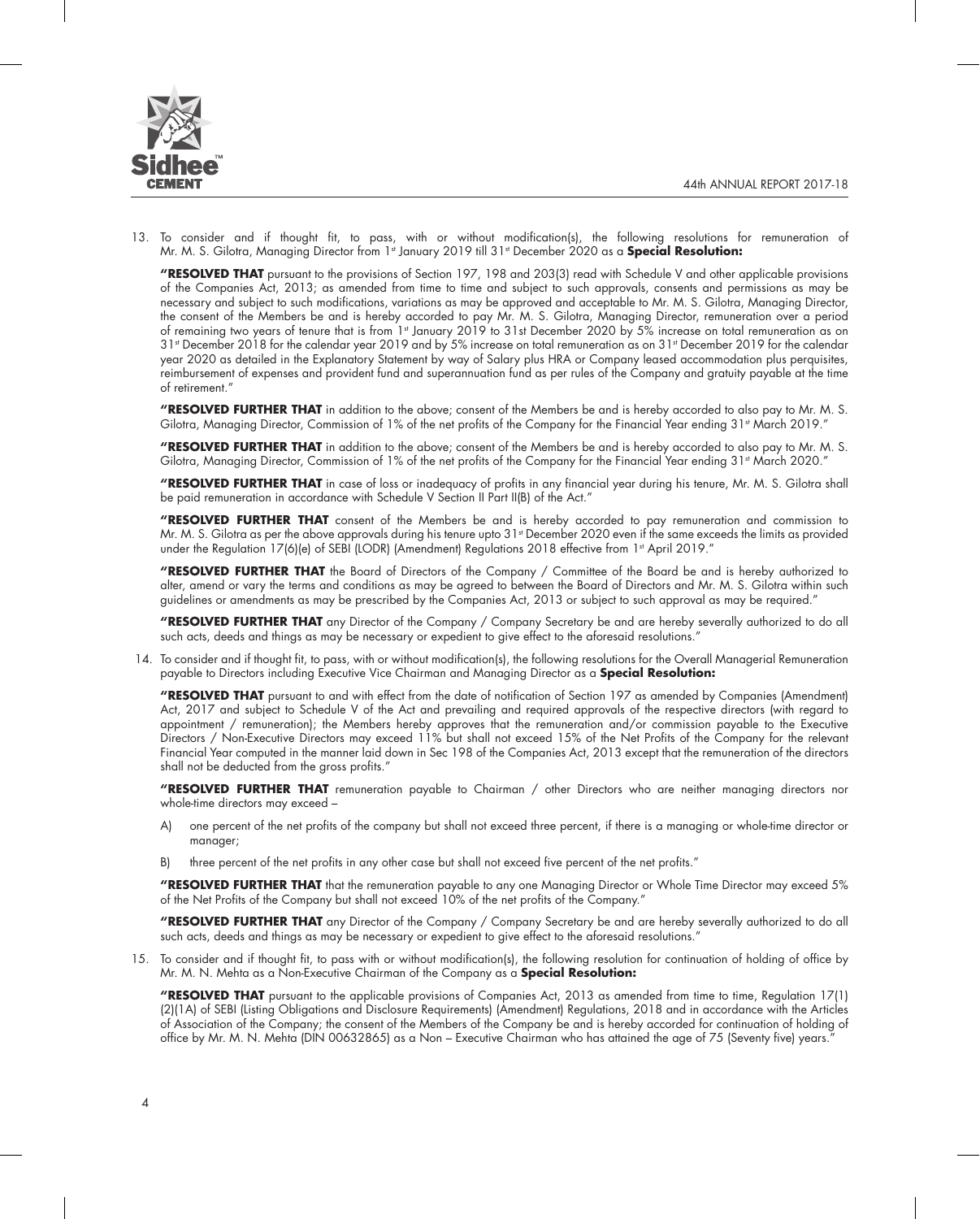13. To consider and if thought fit, to pass, with or without modification(s), the following resolutions for remuneration of Mr. M. S. Gilotra, Managing Director from 1st January 2019 till 31st December 2020 as a **Special Resolution:**

    **"RESOLVED THAT** pursuant to the provisions of Section 197, 198 and 203(3) read with Schedule V and other applicable provisions of the Companies Act, 2013; as amended from time to time and subject to such approvals, consents and permissions as may be necessary and subject to such modifications, variations as may be approved and acceptable to Mr. M. S. Gilotra, Managing Director, the consent of the Members be and is hereby accorded to pay Mr. M. S. Gilotra, Managing Director, remuneration over a period of remaining two years of tenure that is from 1st January 2019 to 31st December 2020 by 5% increase on total remuneration as on 31st December 2018 for the calendar year 2019 and by 5% increase on total remuneration as on 31st December 2019 for the calendar year 2020 as detailed in the Explanatory Statement by way of Salary plus HRA or Company leased accommodation plus perquisites, reimbursement of expenses and provident fund and superannuation fund as per rules of the Company and gratuity payable at the time of retirement."

    **"RESOLVED FURTHER THAT** in addition to the above; consent of the Members be and is hereby accorded to also pay to Mr. M. S. Gilotra, Managing Director, Commission of 1% of the net profits of the Company for the Financial Year ending 31st March 2019."

    **"RESOLVED FURTHER THAT** in addition to the above; consent of the Members be and is hereby accorded to also pay to Mr. M. S. Gilotra, Managing Director, Commission of 1% of the net profits of the Company for the Financial Year ending 31st March 2020."

    **"RESOLVED FURTHER THAT** in case of loss or inadequacy of profits in any financial year during his tenure, Mr. M. S. Gilotra shall be paid remuneration in accordance with Schedule V Section II Part II(B) of the Act."

    **"RESOLVED FURTHER THAT** consent of the Members be and is hereby accorded to pay remuneration and commission to Mr. M. S. Gilotra as per the above approvals during his tenure upto 31st December 2020 even if the same exceeds the limits as provided under the Regulation 17(6)(e) of SEBI (LODR) (Amendment) Regulations 2018 effective from 1st April 2019."

    **"RESOLVED FURTHER THAT** the Board of Directors of the Company / Committee of the Board be and is hereby authorized to alter, amend or vary the terms and conditions as may be agreed to between the Board of Directors and Mr. M. S. Gilotra within such guidelines or amendments as may be prescribed by the Companies Act, 2013 or subject to such approval as may be required."

    **"RESOLVED FURTHER THAT** any Director of the Company / Company Secretary be and are hereby severally authorized to do all such acts, deeds and things as may be necessary or expedient to give effect to the aforesaid resolutions."

14. To consider and if thought fit, to pass, with or without modification(s), the following resolutions for the Overall Managerial Remuneration payable to Directors including Executive Vice Chairman and Managing Director as a **Special Resolution:**

    **"RESOLVED THAT** pursuant to and with effect from the date of notification of Section 197 as amended by Companies (Amendment) Act, 2017 and subject to Schedule V of the Act and prevailing and required approvals of the respective directors (with regard to appointment / remuneration); the Members hereby approves that the remuneration and/or commission payable to the Executive Directors / Non-Executive Directors may exceed 11% but shall not exceed 15% of the Net Profits of the Company for the relevant Financial Year computed in the manner laid down in Sec 198 of the Companies Act, 2013 except that the remuneration of the directors shall not be deducted from the gross profits."

    **"RESOLVED FURTHER THAT** remuneration payable to Chairman / other Directors who are neither managing directors nor whole-time directors may exceed –

    A) one percent of the net profits of the company but shall not exceed three percent, if there is a managing or whole-time director or manager;

    B) three percent of the net profits in any other case but shall not exceed five percent of the net profits."

    **"RESOLVED FURTHER THAT** that the remuneration payable to any one Managing Director or Whole Time Director may exceed 5% of the Net Profits of the Company but shall not exceed 10% of the net profits of the Company."

    **"RESOLVED FURTHER THAT** any Director of the Company / Company Secretary be and are hereby severally authorized to do all such acts, deeds and things as may be necessary or expedient to give effect to the aforesaid resolutions."

15. To consider and if thought fit, to pass with or without modification(s), the following resolution for continuation of holding of office by Mr. M. N. Mehta as a Non-Executive Chairman of the Company as a **Special Resolution:**

    **"RESOLVED THAT** pursuant to the applicable provisions of Companies Act, 2013 as amended from time to time, Regulation 17(1)(2)(1A) of SEBI (Listing Obligations and Disclosure Requirements) (Amendment) Regulations, 2018 and in accordance with the Articles of Association of the Company; the consent of the Members of the Company be and is hereby accorded for continuation of holding of office by Mr. M. N. Mehta (DIN 00632865) as a Non – Executive Chairman who has attained the age of 75 (Seventy five) years."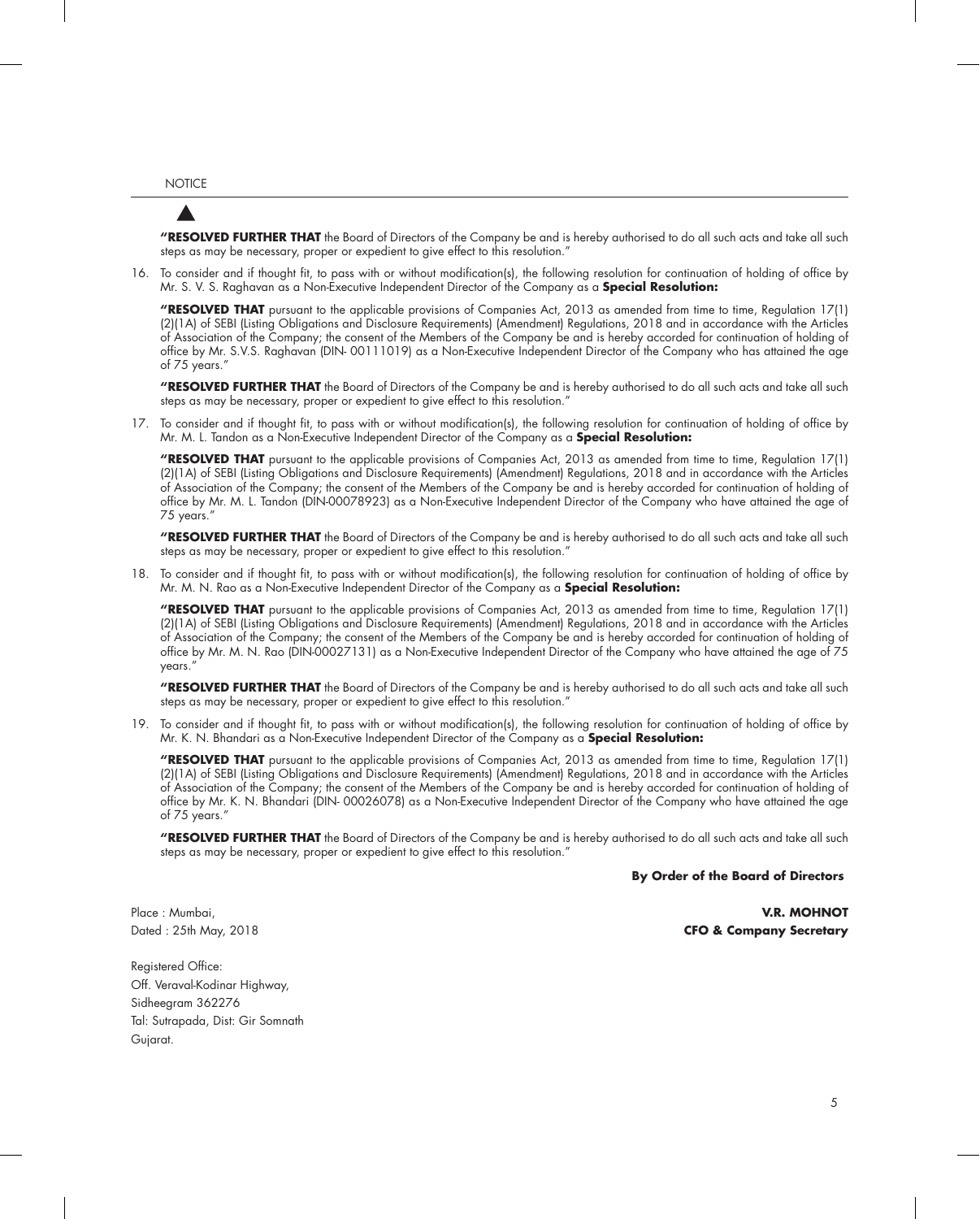**"RESOLVED FURTHER THAT** the Board of Directors of the Company be and is hereby authorised to do all such acts and take all such steps as may be necessary, proper or expedient to give effect to this resolution."

16. To consider and if thought fit, to pass with or without modification(s), the following resolution for continuation of holding of office by Mr. S. V. S. Raghavan as a Non-Executive Independent Director of the Company as a **Special Resolution:**

 **"RESOLVED THAT** pursuant to the applicable provisions of Companies Act, 2013 as amended from time to time, Regulation 17(1)(2)(1A) of SEBI (Listing Obligations and Disclosure Requirements) (Amendment) Regulations, 2018 and in accordance with the Articles of Association of the Company; the consent of the Members of the Company be and is hereby accorded for continuation of holding of office by Mr. S.V.S. Raghavan (DIN- 00111019) as a Non-Executive Independent Director of the Company who has attained the age of 75 years."

 **"RESOLVED FURTHER THAT** the Board of Directors of the Company be and is hereby authorised to do all such acts and take all such steps as may be necessary, proper or expedient to give effect to this resolution."

17. To consider and if thought fit, to pass with or without modification(s), the following resolution for continuation of holding of office by Mr. M. L. Tandon as a Non-Executive Independent Director of the Company as a **Special Resolution:**

 **"RESOLVED THAT** pursuant to the applicable provisions of Companies Act, 2013 as amended from time to time, Regulation 17(1)(2)(1A) of SEBI (Listing Obligations and Disclosure Requirements) (Amendment) Regulations, 2018 and in accordance with the Articles of Association of the Company; the consent of the Members of the Company be and is hereby accorded for continuation of holding of office by Mr. M. L. Tandon (DIN-00078923) as a Non-Executive Independent Director of the Company who have attained the age of 75 years."

 **"RESOLVED FURTHER THAT** the Board of Directors of the Company be and is hereby authorised to do all such acts and take all such steps as may be necessary, proper or expedient to give effect to this resolution."

18. To consider and if thought fit, to pass with or without modification(s), the following resolution for continuation of holding of office by Mr. M. N. Rao as a Non-Executive Independent Director of the Company as a **Special Resolution:**

 **"RESOLVED THAT** pursuant to the applicable provisions of Companies Act, 2013 as amended from time to time, Regulation 17(1)(2)(1A) of SEBI (Listing Obligations and Disclosure Requirements) (Amendment) Regulations, 2018 and in accordance with the Articles of Association of the Company; the consent of the Members of the Company be and is hereby accorded for continuation of holding of office by Mr. M. N. Rao (DIN-00027131) as a Non-Executive Independent Director of the Company who have attained the age of 75 years."

 **"RESOLVED FURTHER THAT** the Board of Directors of the Company be and is hereby authorised to do all such acts and take all such steps as may be necessary, proper or expedient to give effect to this resolution."

19. To consider and if thought fit, to pass with or without modification(s), the following resolution for continuation of holding of office by Mr. K. N. Bhandari as a Non-Executive Independent Director of the Company as a **Special Resolution:**

 **"RESOLVED THAT** pursuant to the applicable provisions of Companies Act, 2013 as amended from time to time, Regulation 17(1)(2)(1A) of SEBI (Listing Obligations and Disclosure Requirements) (Amendment) Regulations, 2018 and in accordance with the Articles of Association of the Company; the consent of the Members of the Company be and is hereby accorded for continuation of holding of office by Mr. K. N. Bhandari (DIN- 00026078) as a Non-Executive Independent Director of the Company who have attained the age of 75 years."

 **"RESOLVED FURTHER THAT** the Board of Directors of the Company be and is hereby authorised to do all such acts and take all such steps as may be necessary, proper or expedient to give effect to this resolution."

**By Order of the Board of Directors**

Place : Mumbai,
Dated : 25th May, 2018

**V.R. MOHNOT**
**CFO & Company Secretary**

Registered Office:
Off. Veraval-Kodinar Highway,
Sidheegram 362276
Tal: Sutrapada, Dist: Gir Somnath
Gujarat.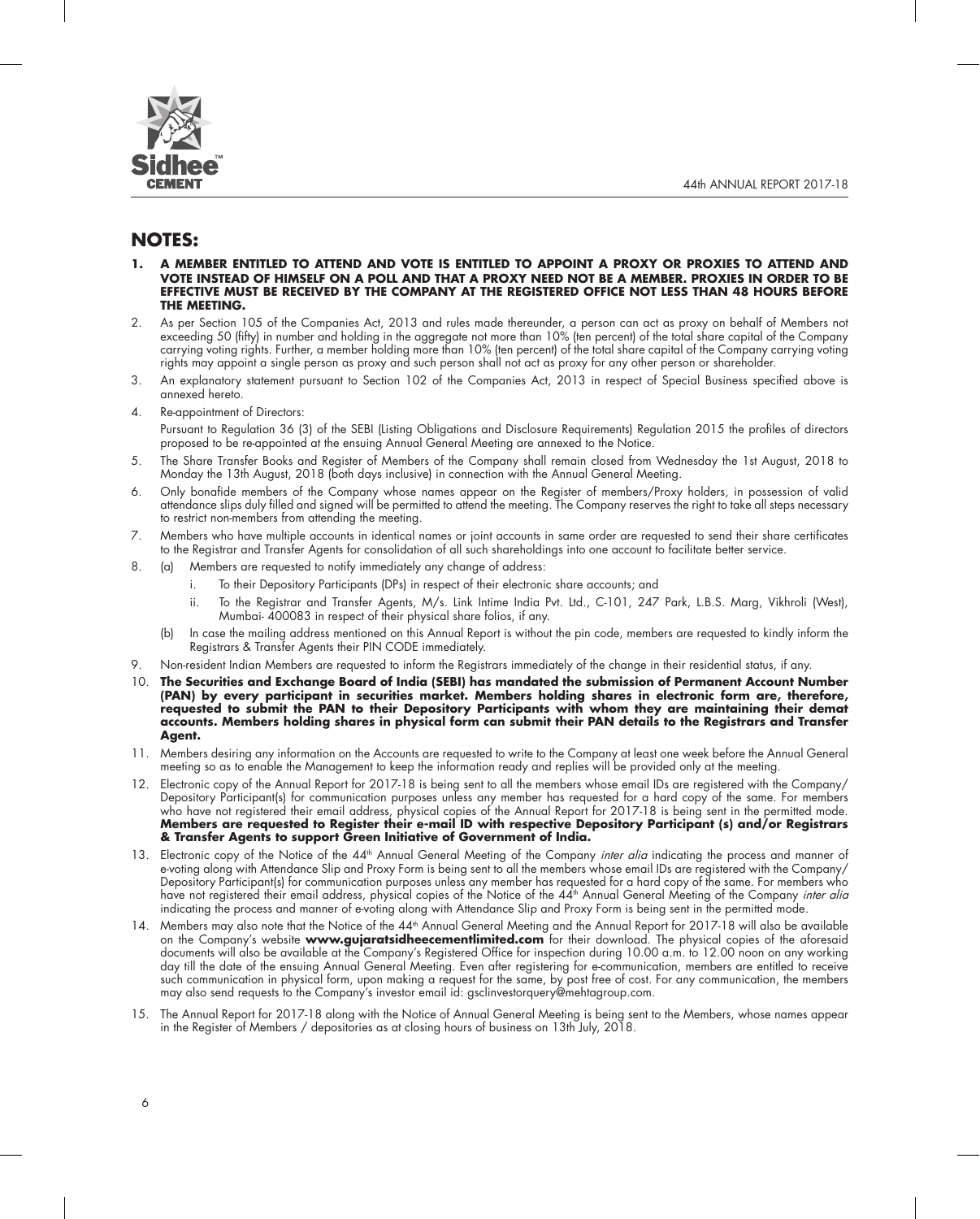## NOTES:

1. **A MEMBER ENTITLED TO ATTEND AND VOTE IS ENTITLED TO APPOINT A PROXY OR PROXIES TO ATTEND AND VOTE INSTEAD OF HIMSELF ON A POLL AND THAT A PROXY NEED NOT BE A MEMBER. PROXIES IN ORDER TO BE EFFECTIVE MUST BE RECEIVED BY THE COMPANY AT THE REGISTERED OFFICE NOT LESS THAN 48 HOURS BEFORE THE MEETING.**
2. As per Section 105 of the Companies Act, 2013 and rules made thereunder, a person can act as proxy on behalf of Members not exceeding 50 (fifty) in number and holding in the aggregate not more than 10% (ten percent) of the total share capital of the Company carrying voting rights. Further, a member holding more than 10% (ten percent) of the total share capital of the Company carrying voting rights may appoint a single person as proxy and such person shall not act as proxy for any other person or shareholder.
3. An explanatory statement pursuant to Section 102 of the Companies Act, 2013 in respect of Special Business specified above is annexed hereto.
4. Re-appointment of Directors:

   Pursuant to Regulation 36 (3) of the SEBI (Listing Obligations and Disclosure Requirements) Regulation 2015 the profiles of directors proposed to be re-appointed at the ensuing Annual General Meeting are annexed to the Notice.
5. The Share Transfer Books and Register of Members of the Company shall remain closed from Wednesday the 1st August, 2018 to Monday the 13th August, 2018 (both days inclusive) in connection with the Annual General Meeting.
6. Only bonafide members of the Company whose names appear on the Register of members/Proxy holders, in possession of valid attendance slips duly filled and signed will be permitted to attend the meeting. The Company reserves the right to take all steps necessary to restrict non-members from attending the meeting.
7. Members who have multiple accounts in identical names or joint accounts in same order are requested to send their share certificates to the Registrar and Transfer Agents for consolidation of all such shareholdings into one account to facilitate better service.
8. (a) Members are requested to notify immediately any change of address:
   1. To their Depository Participants (DPs) in respect of their electronic share accounts; and
   2. To the Registrar and Transfer Agents, M/s. Link Intime India Pvt. Ltd., C-101, 247 Park, L.B.S. Marg, Vikhroli (West), Mumbai- 400083 in respect of their physical share folios, if any.

   (b) In case the mailing address mentioned on this Annual Report is without the pin code, members are requested to kindly inform the Registrars & Transfer Agents their PIN CODE immediately.
9. Non-resident Indian Members are requested to inform the Registrars immediately of the change in their residential status, if any.
10. **The Securities and Exchange Board of India (SEBI) has mandated the submission of Permanent Account Number (PAN) by every participant in securities market. Members holding shares in electronic form are, therefore, requested to submit the PAN to their Depository Participants with whom they are maintaining their demat accounts. Members holding shares in physical form can submit their PAN details to the Registrars and Transfer Agent.**
11. Members desiring any information on the Accounts are requested to write to the Company at least one week before the Annual General meeting so as to enable the Management to keep the information ready and replies will be provided only at the meeting.
12. Electronic copy of the Annual Report for 2017-18 is being sent to all the members whose email IDs are registered with the Company/ Depository Participant(s) for communication purposes unless any member has requested for a hard copy of the same. For members who have not registered their email address, physical copies of the Annual Report for 2017-18 is being sent in the permitted mode. **Members are requested to Register their e-mail ID with respective Depository Participant (s) and/or Registrars & Transfer Agents to support Green Initiative of Government of India.**
13. Electronic copy of the Notice of the 44th Annual General Meeting of the Company *inter alia* indicating the process and manner of e-voting along with Attendance Slip and Proxy Form is being sent to all the members whose email IDs are registered with the Company/ Depository Participant(s) for communication purposes unless any member has requested for a hard copy of the same. For members who have not registered their email address, physical copies of the Notice of the 44th Annual General Meeting of the Company *inter alia* indicating the process and manner of e-voting along with Attendance Slip and Proxy Form is being sent in the permitted mode.
14. Members may also note that the Notice of the 44th Annual General Meeting and the Annual Report for 2017-18 will also be available on the Company's website **www.gujaratsidheecementlimited.com** for their download. The physical copies of the aforesaid documents will also be available at the Company's Registered Office for inspection during 10.00 a.m. to 12.00 noon on any working day till the date of the ensuing Annual General Meeting. Even after registering for e-communication, members are entitled to receive such communication in physical form, upon making a request for the same, by post free of cost. For any communication, the members may also send requests to the Company's investor email id: gsclinvestorquery@mehtagroup.com.
15. The Annual Report for 2017-18 along with the Notice of Annual General Meeting is being sent to the Members, whose names appear in the Register of Members / depositories as at closing hours of business on 13th July, 2018.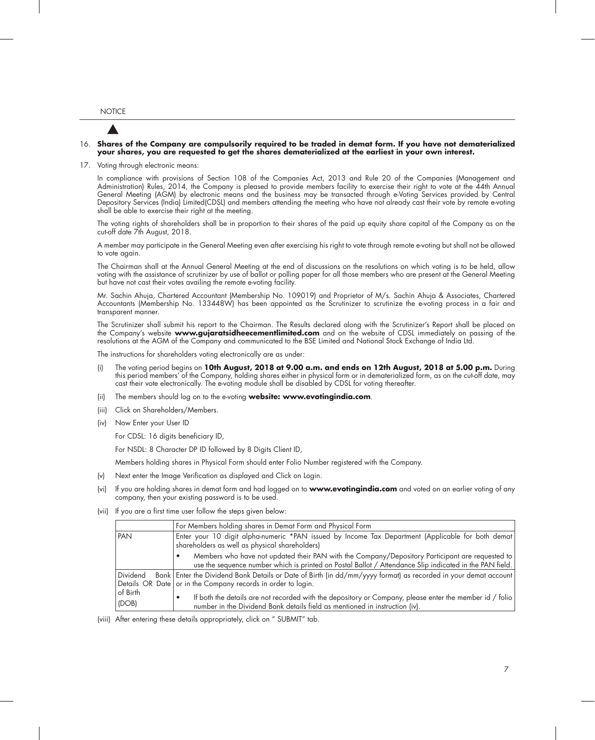16. **Shares of the Company are compulsorily required to be traded in demat form. If you have not dematerialized your shares, you are requested to get the shares dematerialized at the earliest in your own interest.**

17. Voting through electronic means:

    In compliance with provisions of Section 108 of the Companies Act, 2013 and Rule 20 of the Companies (Management and Administration) Rules, 2014, the Company is pleased to provide members facility to exercise their right to vote at the 44th Annual General Meeting (AGM) by electronic means and the business may be transacted through e-Voting Services provided by Central Depository Services (India) Limited(CDSL) and members attending the meeting who have not already cast their vote by remote e-voting shall be able to exercise their right at the meeting.

    The voting rights of shareholders shall be in proportion to their shares of the paid up equity share capital of the Company as on the cut-off date 7th August, 2018.

    A member may participate in the General Meeting even after exercising his right to vote through remote e-voting but shall not be allowed to vote again.

    The Chairman shall at the Annual General Meeting at the end of discussions on the resolutions on which voting is to be held, allow voting with the assistance of scrutinizer by use of ballot or polling paper for all those members who are present at the General Meeting but have not cast their votes availing the remote e-voting facility.

    Mr. Sachin Ahuja, Chartered Accountant (Membership No. 109019) and Proprietor of M/s. Sachin Ahuja & Associates, Chartered Accountants (Membership No. 133448W) has been appointed as the Scrutinizer to scrutinize the e-voting process in a fair and transparent manner.

    The Scrutinizer shall submit his report to the Chairman. The Results declared along with the Scrutinizer's Report shall be placed on the Company's website **www.gujaratsidheecementlimited.com** and on the website of CDSL immediately on passing of the resolutions at the AGM of the Company and communicated to the BSE Limited and National Stock Exchange of India Ltd.

    The instructions for shareholders voting electronically are as under:

    (i) The voting period begins on **10th August, 2018 at 9.00 a.m. and ends on 12th August, 2018 at 5.00 p.m.** During this period members' of the Company, holding shares either in physical form or in dematerialized form, as on the cut-off date, may cast their vote electronically. The e-voting module shall be disabled by CDSL for voting thereafter.

    (ii) The members should log on to the e-voting **website: www.evotingindia.com**.

    (iii) Click on Shareholders/Members.

    (iv) Now Enter your User ID

    For CDSL: 16 digits beneficiary ID,

    For NSDL: 8 Character DP ID followed by 8 Digits Client ID,

    Members holding shares in Physical Form should enter Folio Number registered with the Company.

    (v) Next enter the Image Verification as displayed and Click on Login.

    (vi) If you are holding shares in demat form and had logged on to **www.evotingindia.com** and voted on an earlier voting of any company, then your existing password is to be used.

    (vii) If you are a first time user follow the steps given below:

| | For Members holding shares in Demat Form and Physical Form |
|---|---|
| PAN | Enter your 10 digit alpha-numeric *PAN issued by Income Tax Department (Applicable for both demat shareholders as well as physical shareholders)<br>• Members who have not updated their PAN with the Company/Depository Participant are requested to use the sequence number which is printed on Postal Ballot / Attendance Slip indicated in the PAN field. |
| Dividend Bank Details OR Date of Birth (DOB) | Enter the Dividend Bank Details or Date of Birth (in dd/mm/yyyy format) as recorded in your demat account or in the Company records in order to login.<br>• If both the details are not recorded with the depository or Company, please enter the member id / folio number in the Dividend Bank details field as mentioned in instruction (iv). |

    (viii) After entering these details appropriately, click on " SUBMIT" tab.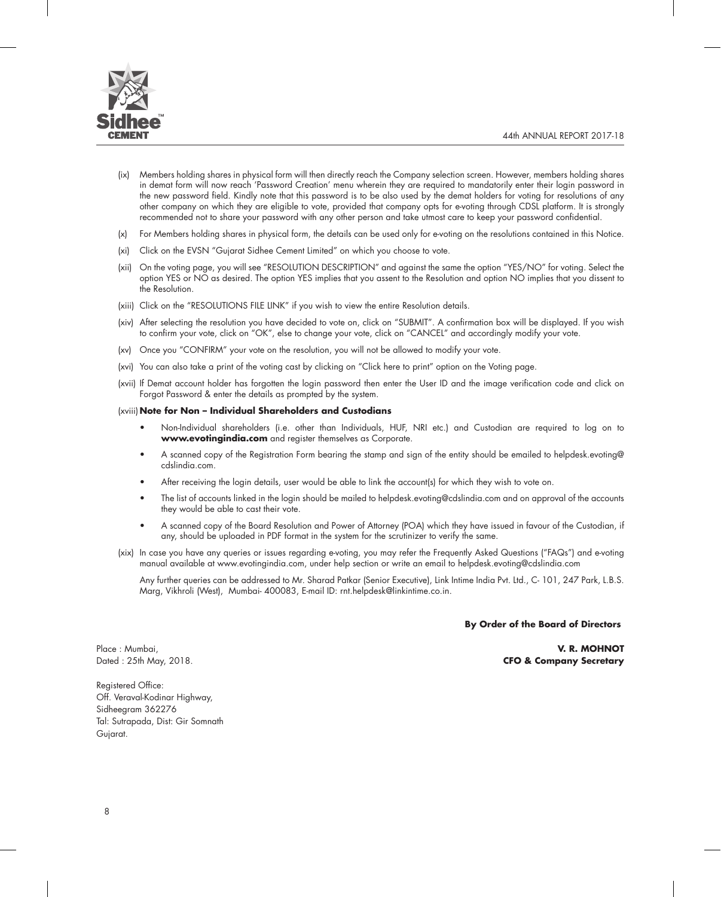(ix) Members holding shares in physical form will then directly reach the Company selection screen. However, members holding shares in demat form will now reach 'Password Creation' menu wherein they are required to mandatorily enter their login password in the new password field. Kindly note that this password is to be also used by the demat holders for voting for resolutions of any other company on which they are eligible to vote, provided that company opts for e-voting through CDSL platform. It is strongly recommended not to share your password with any other person and take utmost care to keep your password confidential.

(x) For Members holding shares in physical form, the details can be used only for e-voting on the resolutions contained in this Notice.

(xi) Click on the EVSN "Gujarat Sidhee Cement Limited" on which you choose to vote.

(xii) On the voting page, you will see "RESOLUTION DESCRIPTION" and against the same the option "YES/NO" for voting. Select the option YES or NO as desired. The option YES implies that you assent to the Resolution and option NO implies that you dissent to the Resolution.

(xiii) Click on the "RESOLUTIONS FILE LINK" if you wish to view the entire Resolution details.

(xiv) After selecting the resolution you have decided to vote on, click on "SUBMIT". A confirmation box will be displayed. If you wish to confirm your vote, click on "OK", else to change your vote, click on "CANCEL" and accordingly modify your vote.

(xv) Once you "CONFIRM" your vote on the resolution, you will not be allowed to modify your vote.

(xvi) You can also take a print of the voting cast by clicking on "Click here to print" option on the Voting page.

(xvii) If Demat account holder has forgotten the login password then enter the User ID and the image verification code and click on Forgot Password & enter the details as prompted by the system.

(xviii) **Note for Non – Individual Shareholders and Custodians**

- Non-Individual shareholders (i.e. other than Individuals, HUF, NRI etc.) and Custodian are required to log on to **www.evotingindia.com** and register themselves as Corporate.
- A scanned copy of the Registration Form bearing the stamp and sign of the entity should be emailed to helpdesk.evoting@cdslindia.com.
- After receiving the login details, user would be able to link the account(s) for which they wish to vote on.
- The list of accounts linked in the login should be mailed to helpdesk.evoting@cdslindia.com and on approval of the accounts they would be able to cast their vote.
- A scanned copy of the Board Resolution and Power of Attorney (POA) which they have issued in favour of the Custodian, if any, should be uploaded in PDF format in the system for the scrutinizer to verify the same.

(xix) In case you have any queries or issues regarding e-voting, you may refer the Frequently Asked Questions ("FAQs") and e-voting manual available at www.evotingindia.com, under help section or write an email to helpdesk.evoting@cdslindia.com

Any further queries can be addressed to Mr. Sharad Patkar (Senior Executive), Link Intime India Pvt. Ltd., C- 101, 247 Park, L.B.S. Marg, Vikhroli (West), Mumbai- 400083, E-mail ID: rnt.helpdesk@linkintime.co.in.

**By Order of the Board of Directors**

**V. R. MOHNOT**
**CFO & Company Secretary**

Place : Mumbai,
Dated : 25th May, 2018.

Registered Office:
Off. Veraval-Kodinar Highway,
Sidheegram 362276
Tal: Sutrapada, Dist: Gir Somnath
Gujarat.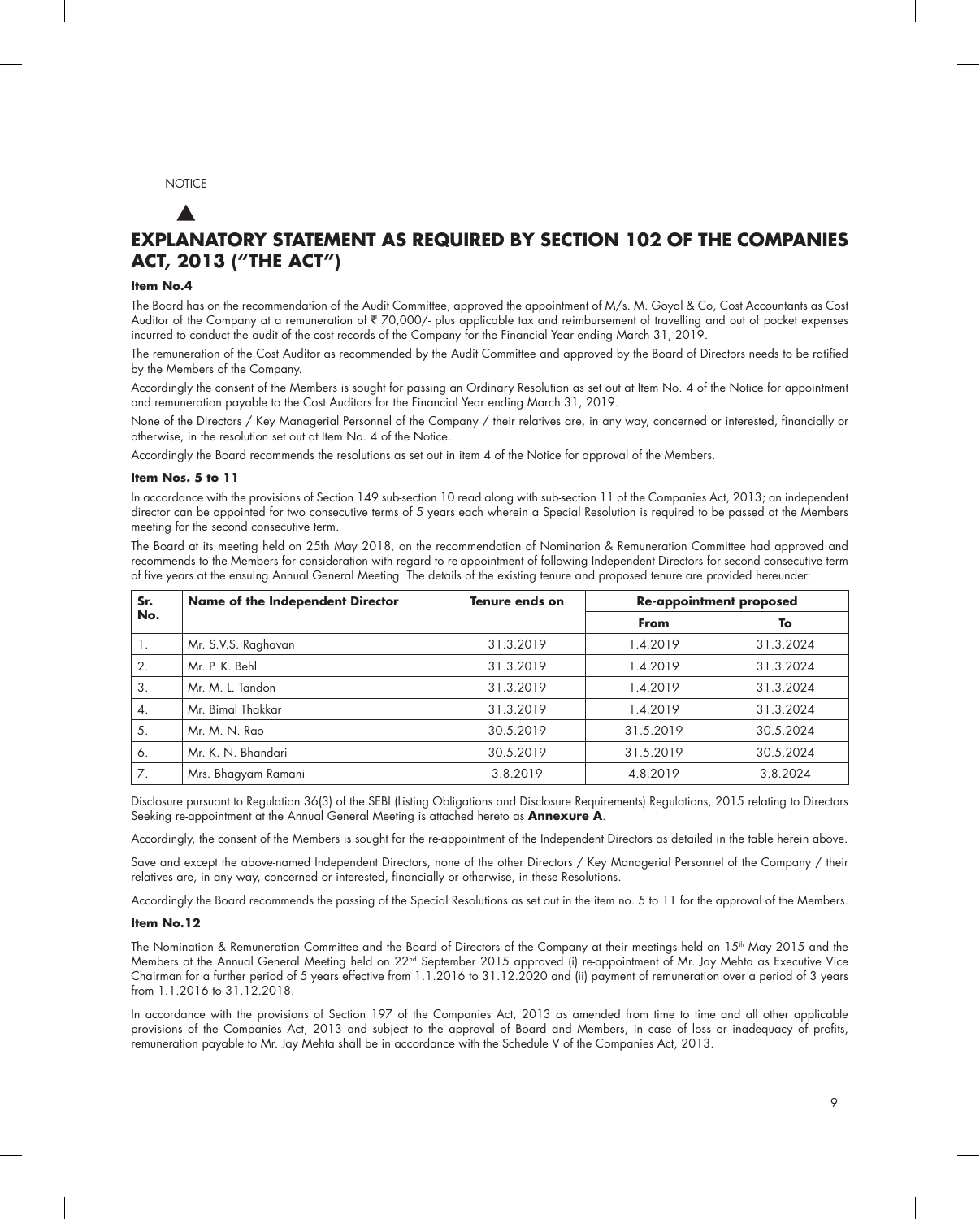## EXPLANATORY STATEMENT AS REQUIRED BY SECTION 102 OF THE COMPANIES ACT, 2013 ("THE ACT")

**Item No.4**

The Board has on the recommendation of the Audit Committee, approved the appointment of M/s. M. Goyal & Co, Cost Accountants as Cost Auditor of the Company at a remuneration of ₹ 70,000/- plus applicable tax and reimbursement of travelling and out of pocket expenses incurred to conduct the audit of the cost records of the Company for the Financial Year ending March 31, 2019.

The remuneration of the Cost Auditor as recommended by the Audit Committee and approved by the Board of Directors needs to be ratified by the Members of the Company.

Accordingly the consent of the Members is sought for passing an Ordinary Resolution as set out at Item No. 4 of the Notice for appointment and remuneration payable to the Cost Auditors for the Financial Year ending March 31, 2019.

None of the Directors / Key Managerial Personnel of the Company / their relatives are, in any way, concerned or interested, financially or otherwise, in the resolution set out at Item No. 4 of the Notice.

Accordingly the Board recommends the resolutions as set out in item 4 of the Notice for approval of the Members.

**Item Nos. 5 to 11**

In accordance with the provisions of Section 149 sub-section 10 read along with sub-section 11 of the Companies Act, 2013; an independent director can be appointed for two consecutive terms of 5 years each wherein a Special Resolution is required to be passed at the Members meeting for the second consecutive term.

The Board at its meeting held on 25th May 2018, on the recommendation of Nomination & Remuneration Committee had approved and recommends to the Members for consideration with regard to re-appointment of following Independent Directors for second consecutive term of five years at the ensuing Annual General Meeting. The details of the existing tenure and proposed tenure are provided hereunder:

| Sr. No. | Name of the Independent Director | Tenure ends on | Re-appointment proposed | |
|---|---|---|---|---|
| | | | From | To |
| 1. | Mr. S.V.S. Raghavan | 31.3.2019 | 1.4.2019 | 31.3.2024 |
| 2. | Mr. P. K. Behl | 31.3.2019 | 1.4.2019 | 31.3.2024 |
| 3. | Mr. M. L. Tandon | 31.3.2019 | 1.4.2019 | 31.3.2024 |
| 4. | Mr. Bimal Thakkar | 31.3.2019 | 1.4.2019 | 31.3.2024 |
| 5. | Mr. M. N. Rao | 30.5.2019 | 31.5.2019 | 30.5.2024 |
| 6. | Mr. K. N. Bhandari | 30.5.2019 | 31.5.2019 | 30.5.2024 |
| 7. | Mrs. Bhagyam Ramani | 3.8.2019 | 4.8.2019 | 3.8.2024 |

Disclosure pursuant to Regulation 36(3) of the SEBI (Listing Obligations and Disclosure Requirements) Regulations, 2015 relating to Directors Seeking re-appointment at the Annual General Meeting is attached hereto as **Annexure A**.

Accordingly, the consent of the Members is sought for the re-appointment of the Independent Directors as detailed in the table herein above.

Save and except the above-named Independent Directors, none of the other Directors / Key Managerial Personnel of the Company / their relatives are, in any way, concerned or interested, financially or otherwise, in these Resolutions.

Accordingly the Board recommends the passing of the Special Resolutions as set out in the item no. 5 to 11 for the approval of the Members.

**Item No.12**

The Nomination & Remuneration Committee and the Board of Directors of the Company at their meetings held on 15th May 2015 and the Members at the Annual General Meeting held on 22nd September 2015 approved (i) re-appointment of Mr. Jay Mehta as Executive Vice Chairman for a further period of 5 years effective from 1.1.2016 to 31.12.2020 and (ii) payment of remuneration over a period of 3 years from 1.1.2016 to 31.12.2018.

In accordance with the provisions of Section 197 of the Companies Act, 2013 as amended from time to time and all other applicable provisions of the Companies Act, 2013 and subject to the approval of Board and Members, in case of loss or inadequacy of profits, remuneration payable to Mr. Jay Mehta shall be in accordance with the Schedule V of the Companies Act, 2013.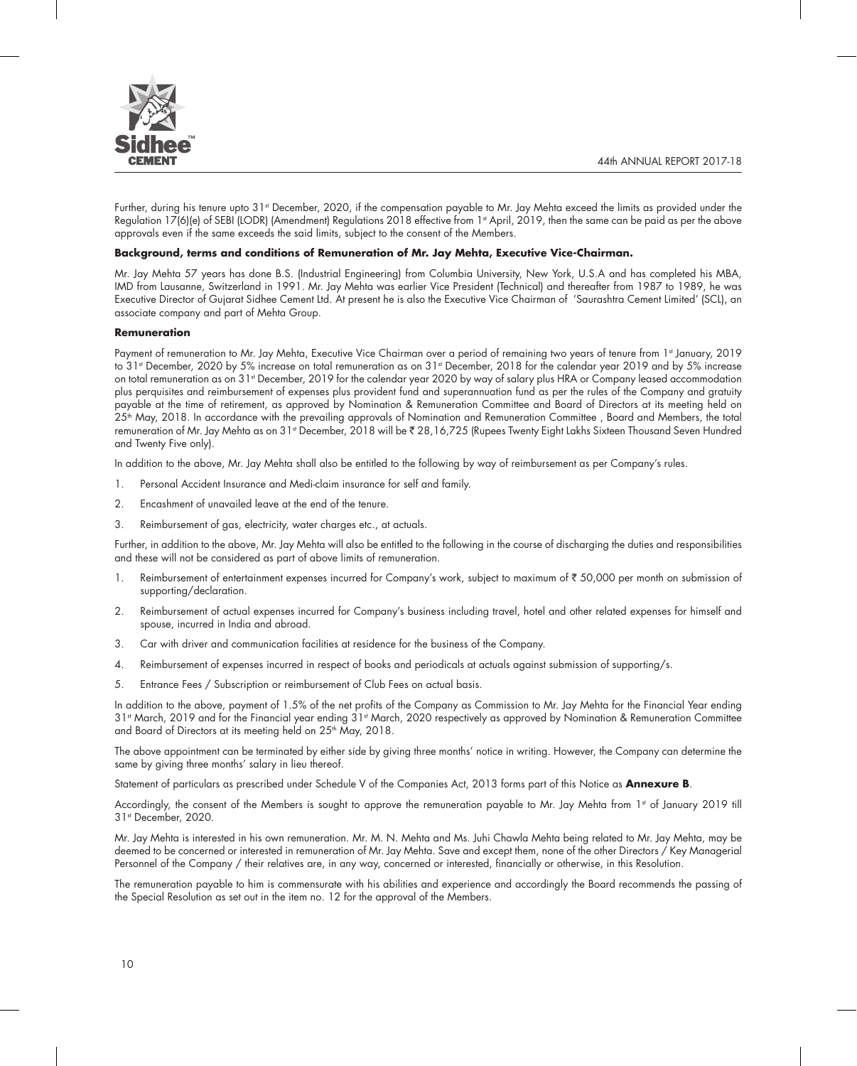Further, during his tenure upto 31st December, 2020, if the compensation payable to Mr. Jay Mehta exceed the limits as provided under the Regulation 17(6)(e) of SEBI (LODR) (Amendment) Regulations 2018 effective from 1st April, 2019, then the same can be paid as per the above approvals even if the same exceeds the said limits, subject to the consent of the Members.

**Background, terms and conditions of Remuneration of Mr. Jay Mehta, Executive Vice-Chairman.**

Mr. Jay Mehta 57 years has done B.S. (Industrial Engineering) from Columbia University, New York, U.S.A and has completed his MBA, IMD from Lausanne, Switzerland in 1991. Mr. Jay Mehta was earlier Vice President (Technical) and thereafter from 1987 to 1989, he was Executive Director of Gujarat Sidhee Cement Ltd. At present he is also the Executive Vice Chairman of 'Saurashtra Cement Limited' (SCL), an associate company and part of Mehta Group.

**Remuneration**

Payment of remuneration to Mr. Jay Mehta, Executive Vice Chairman over a period of remaining two years of tenure from 1st January, 2019 to 31st December, 2020 by 5% increase on total remuneration as on 31st December, 2018 for the calendar year 2019 and by 5% increase on total remuneration as on 31st December, 2019 for the calendar year 2020 by way of salary plus HRA or Company leased accommodation plus perquisites and reimbursement of expenses plus provident fund and superannuation fund as per the rules of the Company and gratuity payable at the time of retirement, as approved by Nomination & Remuneration Committee and Board of Directors at its meeting held on 25th May, 2018. In accordance with the prevailing approvals of Nomination and Remuneration Committee , Board and Members, the total remuneration of Mr. Jay Mehta as on 31st December, 2018 will be ₹ 28,16,725 (Rupees Twenty Eight Lakhs Sixteen Thousand Seven Hundred and Twenty Five only).

In addition to the above, Mr. Jay Mehta shall also be entitled to the following by way of reimbursement as per Company's rules.

1. Personal Accident Insurance and Medi-claim insurance for self and family.
2. Encashment of unavailed leave at the end of the tenure.
3. Reimbursement of gas, electricity, water charges etc., at actuals.

Further, in addition to the above, Mr. Jay Mehta will also be entitled to the following in the course of discharging the duties and responsibilities and these will not be considered as part of above limits of remuneration.

1. Reimbursement of entertainment expenses incurred for Company's work, subject to maximum of ₹ 50,000 per month on submission of supporting/declaration.
2. Reimbursement of actual expenses incurred for Company's business including travel, hotel and other related expenses for himself and spouse, incurred in India and abroad.
3. Car with driver and communication facilities at residence for the business of the Company.
4. Reimbursement of expenses incurred in respect of books and periodicals at actuals against submission of supporting/s.
5. Entrance Fees / Subscription or reimbursement of Club Fees on actual basis.

In addition to the above, payment of 1.5% of the net profits of the Company as Commission to Mr. Jay Mehta for the Financial Year ending 31st March, 2019 and for the Financial year ending 31st March, 2020 respectively as approved by Nomination & Remuneration Committee and Board of Directors at its meeting held on 25th May, 2018.

The above appointment can be terminated by either side by giving three months' notice in writing. However, the Company can determine the same by giving three months' salary in lieu thereof.

Statement of particulars as prescribed under Schedule V of the Companies Act, 2013 forms part of this Notice as **Annexure B**.

Accordingly, the consent of the Members is sought to approve the remuneration payable to Mr. Jay Mehta from 1st of January 2019 till 31st December, 2020.

Mr. Jay Mehta is interested in his own remuneration. Mr. M. N. Mehta and Ms. Juhi Chawla Mehta being related to Mr. Jay Mehta, may be deemed to be concerned or interested in remuneration of Mr. Jay Mehta. Save and except them, none of the other Directors / Key Managerial Personnel of the Company / their relatives are, in any way, concerned or interested, financially or otherwise, in this Resolution.

The remuneration payable to him is commensurate with his abilities and experience and accordingly the Board recommends the passing of the Special Resolution as set out in the item no. 12 for the approval of the Members.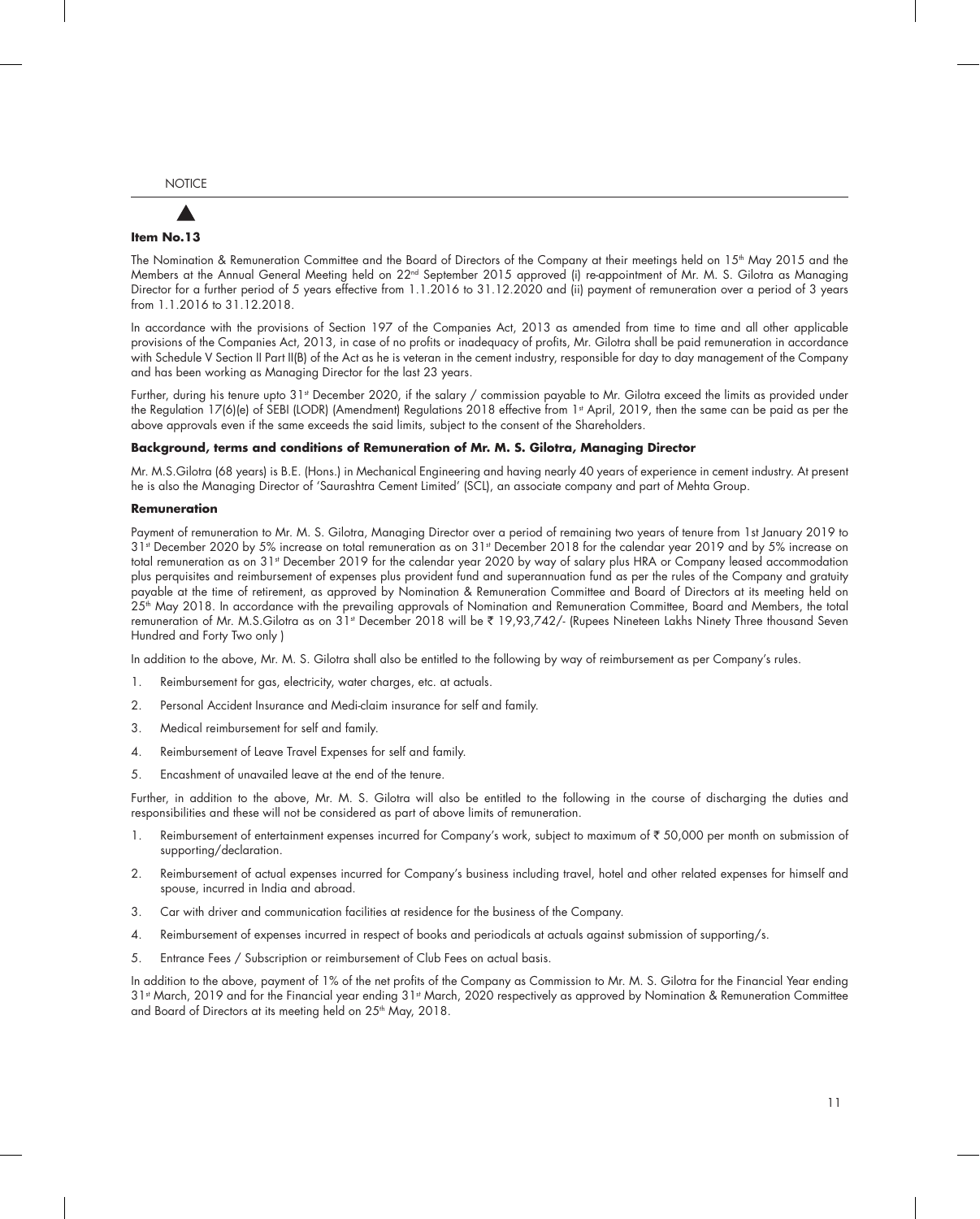**Item No.13**

The Nomination & Remuneration Committee and the Board of Directors of the Company at their meetings held on 15th May 2015 and the Members at the Annual General Meeting held on 22nd September 2015 approved (i) re-appointment of Mr. M. S. Gilotra as Managing Director for a further period of 5 years effective from 1.1.2016 to 31.12.2020 and (ii) payment of remuneration over a period of 3 years from 1.1.2016 to 31.12.2018.

In accordance with the provisions of Section 197 of the Companies Act, 2013 as amended from time to time and all other applicable provisions of the Companies Act, 2013, in case of no profits or inadequacy of profits, Mr. Gilotra shall be paid remuneration in accordance with Schedule V Section II Part II(B) of the Act as he is veteran in the cement industry, responsible for day to day management of the Company and has been working as Managing Director for the last 23 years.

Further, during his tenure upto 31st December 2020, if the salary / commission payable to Mr. Gilotra exceed the limits as provided under the Regulation 17(6)(e) of SEBI (LODR) (Amendment) Regulations 2018 effective from 1st April, 2019, then the same can be paid as per the above approvals even if the same exceeds the said limits, subject to the consent of the Shareholders.

**Background, terms and conditions of Remuneration of Mr. M. S. Gilotra, Managing Director**

Mr. M.S.Gilotra (68 years) is B.E. (Hons.) in Mechanical Engineering and having nearly 40 years of experience in cement industry. At present he is also the Managing Director of 'Saurashtra Cement Limited' (SCL), an associate company and part of Mehta Group.

**Remuneration**

Payment of remuneration to Mr. M. S. Gilotra, Managing Director over a period of remaining two years of tenure from 1st January 2019 to 31st December 2020 by 5% increase on total remuneration as on 31st December 2018 for the calendar year 2019 and by 5% increase on total remuneration as on 31st December 2019 for the calendar year 2020 by way of salary plus HRA or Company leased accommodation plus perquisites and reimbursement of expenses plus provident fund and superannuation fund as per the rules of the Company and gratuity payable at the time of retirement, as approved by Nomination & Remuneration Committee and Board of Directors at its meeting held on 25th May 2018. In accordance with the prevailing approvals of Nomination and Remuneration Committee, Board and Members, the total remuneration of Mr. M.S.Gilotra as on 31st December 2018 will be ₹ 19,93,742/- (Rupees Nineteen Lakhs Ninety Three thousand Seven Hundred and Forty Two only )

In addition to the above, Mr. M. S. Gilotra shall also be entitled to the following by way of reimbursement as per Company's rules.

1. Reimbursement for gas, electricity, water charges, etc. at actuals.
2. Personal Accident Insurance and Medi-claim insurance for self and family.
3. Medical reimbursement for self and family.
4. Reimbursement of Leave Travel Expenses for self and family.
5. Encashment of unavailed leave at the end of the tenure.

Further, in addition to the above, Mr. M. S. Gilotra will also be entitled to the following in the course of discharging the duties and responsibilities and these will not be considered as part of above limits of remuneration.

1. Reimbursement of entertainment expenses incurred for Company's work, subject to maximum of ₹ 50,000 per month on submission of supporting/declaration.
2. Reimbursement of actual expenses incurred for Company's business including travel, hotel and other related expenses for himself and spouse, incurred in India and abroad.
3. Car with driver and communication facilities at residence for the business of the Company.
4. Reimbursement of expenses incurred in respect of books and periodicals at actuals against submission of supporting/s.
5. Entrance Fees / Subscription or reimbursement of Club Fees on actual basis.

In addition to the above, payment of 1% of the net profits of the Company as Commission to Mr. M. S. Gilotra for the Financial Year ending 31st March, 2019 and for the Financial year ending 31st March, 2020 respectively as approved by Nomination & Remuneration Committee and Board of Directors at its meeting held on 25th May, 2018.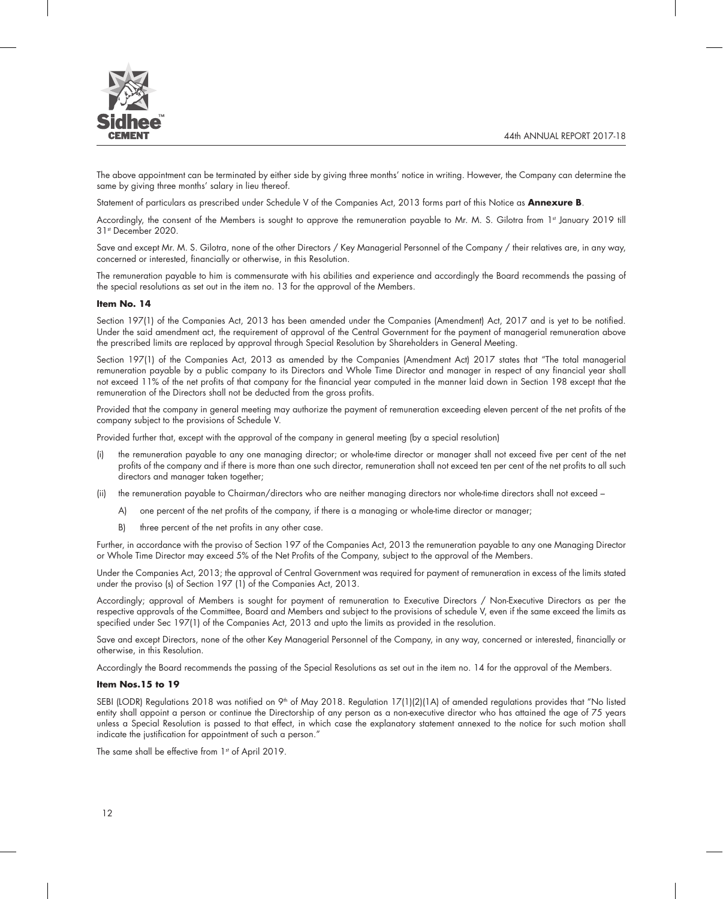The above appointment can be terminated by either side by giving three months' notice in writing. However, the Company can determine the same by giving three months' salary in lieu thereof.

Statement of particulars as prescribed under Schedule V of the Companies Act, 2013 forms part of this Notice as **Annexure B**.

Accordingly, the consent of the Members is sought to approve the remuneration payable to Mr. M. S. Gilotra from 1st January 2019 till 31st December 2020.

Save and except Mr. M. S. Gilotra, none of the other Directors / Key Managerial Personnel of the Company / their relatives are, in any way, concerned or interested, financially or otherwise, in this Resolution.

The remuneration payable to him is commensurate with his abilities and experience and accordingly the Board recommends the passing of the special resolutions as set out in the item no. 13 for the approval of the Members.

**Item No. 14**

Section 197(1) of the Companies Act, 2013 has been amended under the Companies (Amendment) Act, 2017 and is yet to be notified. Under the said amendment act, the requirement of approval of the Central Government for the payment of managerial remuneration above the prescribed limits are replaced by approval through Special Resolution by Shareholders in General Meeting.

Section 197(1) of the Companies Act, 2013 as amended by the Companies (Amendment Act) 2017 states that "The total managerial remuneration payable by a public company to its Directors and Whole Time Director and manager in respect of any financial year shall not exceed 11% of the net profits of that company for the financial year computed in the manner laid down in Section 198 except that the remuneration of the Directors shall not be deducted from the gross profits.

Provided that the company in general meeting may authorize the payment of remuneration exceeding eleven percent of the net profits of the company subject to the provisions of Schedule V.

Provided further that, except with the approval of the company in general meeting (by a special resolution)

(i) the remuneration payable to any one managing director; or whole-time director or manager shall not exceed five per cent of the net profits of the company and if there is more than one such director, remuneration shall not exceed ten per cent of the net profits to all such directors and manager taken together;

(ii) the remuneration payable to Chairman/directors who are neither managing directors nor whole-time directors shall not exceed –

   A) one percent of the net profits of the company, if there is a managing or whole-time director or manager;

   B) three percent of the net profits in any other case.

Further, in accordance with the proviso of Section 197 of the Companies Act, 2013 the remuneration payable to any one Managing Director or Whole Time Director may exceed 5% of the Net Profits of the Company, subject to the approval of the Members.

Under the Companies Act, 2013; the approval of Central Government was required for payment of remuneration in excess of the limits stated under the proviso (s) of Section 197 (1) of the Companies Act, 2013.

Accordingly; approval of Members is sought for payment of remuneration to Executive Directors / Non-Executive Directors as per the respective approvals of the Committee, Board and Members and subject to the provisions of schedule V, even if the same exceed the limits as specified under Sec 197(1) of the Companies Act, 2013 and upto the limits as provided in the resolution.

Save and except Directors, none of the other Key Managerial Personnel of the Company, in any way, concerned or interested, financially or otherwise, in this Resolution.

Accordingly the Board recommends the passing of the Special Resolutions as set out in the item no. 14 for the approval of the Members.

**Item Nos.15 to 19**

SEBI (LODR) Regulations 2018 was notified on 9th of May 2018. Regulation 17(1)(2)(1A) of amended regulations provides that "No listed entity shall appoint a person or continue the Directorship of any person as a non-executive director who has attained the age of 75 years unless a Special Resolution is passed to that effect, in which case the explanatory statement annexed to the notice for such motion shall indicate the justification for appointment of such a person."

The same shall be effective from 1st of April 2019.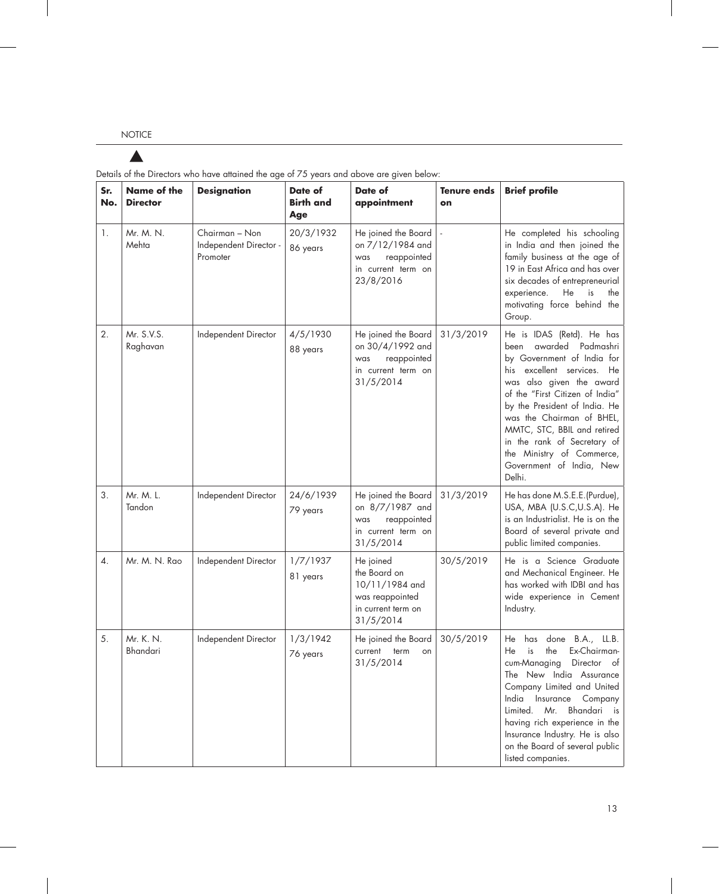Details of the Directors who have attained the age of 75 years and above are given below:

| Sr. No. | Name of the Director | Designation | Date of Birth and Age | Date of appointment | Tenure ends on | Brief profile |
|---|---|---|---|---|---|---|
| 1. | Mr. M. N. Mehta | Chairman – Non Independent Director - Promoter | 20/3/1932 86 years | He joined the Board on 7/12/1984 and was reappointed in current term on 23/8/2016 | - | He completed his schooling in India and then joined the family business at the age of 19 in East Africa and has over six decades of entrepreneurial experience. He is the motivating force behind the Group. |
| 2. | Mr. S.V.S. Raghavan | Independent Director | 4/5/1930 88 years | He joined the Board on 30/4/1992 and was reappointed in current term on 31/5/2014 | 31/3/2019 | He is IDAS (Retd). He has been awarded Padmashri by Government of India for his excellent services. He was also given the award of the "First Citizen of India" by the President of India. He was the Chairman of BHEL, MMTC, STC, BBIL and retired in the rank of Secretary of the Ministry of Commerce, Government of India, New Delhi. |
| 3. | Mr. M. L. Tandon | Independent Director | 24/6/1939 79 years | He joined the Board on 8/7/1987 and was reappointed in current term on 31/5/2014 | 31/3/2019 | He has done M.S.E.E.(Purdue), USA, MBA (U.S.C,U.S.A). He is an Industrialist. He is on the Board of several private and public limited companies. |
| 4. | Mr. M. N. Rao | Independent Director | 1/7/1937 81 years | He joined the Board on 10/11/1984 and was reappointed in current term on 31/5/2014 | 30/5/2019 | He is a Science Graduate and Mechanical Engineer. He has worked with IDBI and has wide experience in Cement Industry. |
| 5. | Mr. K. N. Bhandari | Independent Director | 1/3/1942 76 years | He joined the Board current term on 31/5/2014 | 30/5/2019 | He has done B.A., LL.B. He is the Ex-Chairman-cum-Managing Director of The New India Assurance Company Limited and United India Insurance Company Limited. Mr. Bhandari is having rich experience in the Insurance Industry. He is also on the Board of several public listed companies. |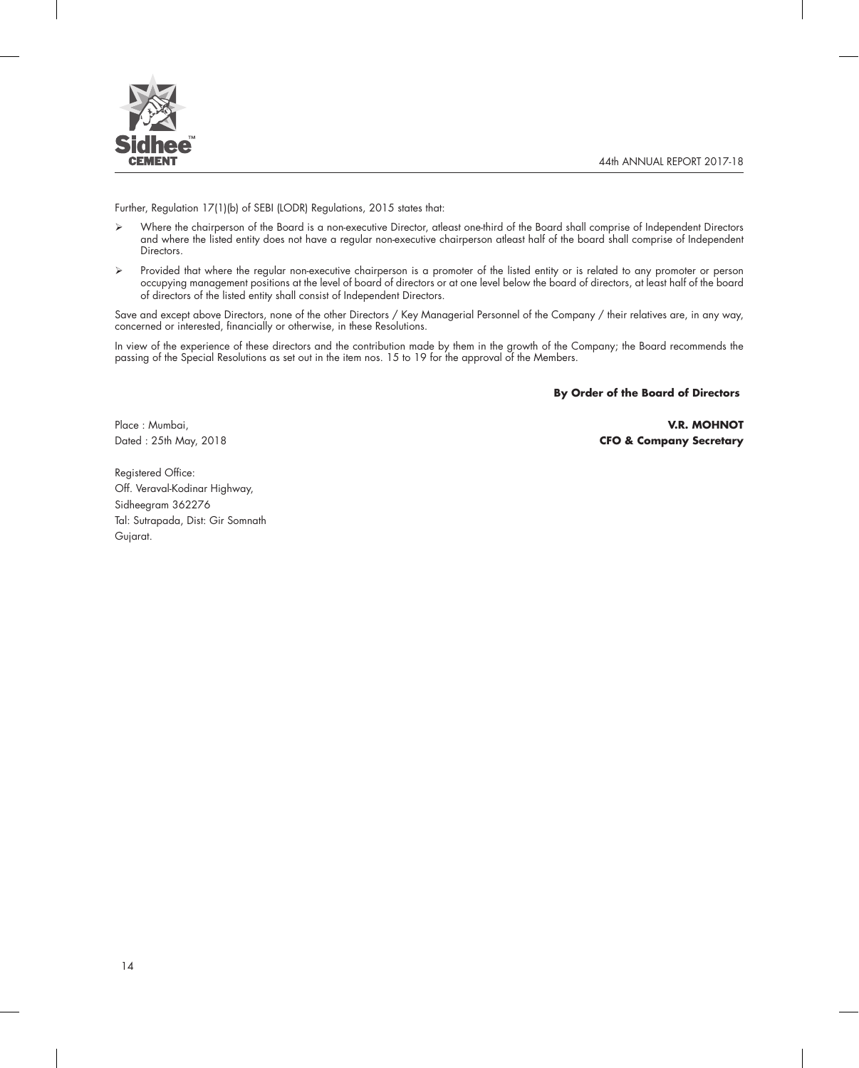Further, Regulation 17(1)(b) of SEBI (LODR) Regulations, 2015 states that:

- Where the chairperson of the Board is a non-executive Director, atleast one-third of the Board shall comprise of Independent Directors and where the listed entity does not have a regular non-executive chairperson atleast half of the board shall comprise of Independent Directors.
- Provided that where the regular non-executive chairperson is a promoter of the listed entity or is related to any promoter or person occupying management positions at the level of board of directors or at one level below the board of directors, at least half of the board of directors of the listed entity shall consist of Independent Directors.

Save and except above Directors, none of the other Directors / Key Managerial Personnel of the Company / their relatives are, in any way, concerned or interested, financially or otherwise, in these Resolutions.

In view of the experience of these directors and the contribution made by them in the growth of the Company; the Board recommends the passing of the Special Resolutions as set out in the item nos. 15 to 19 for the approval of the Members.

**By Order of the Board of Directors**

Place : Mumbai,
Dated : 25th May, 2018

**V.R. MOHNOT**
**CFO & Company Secretary**

Registered Office:
Off. Veraval-Kodinar Highway,
Sidheegram 362276
Tal: Sutrapada, Dist: Gir Somnath
Gujarat.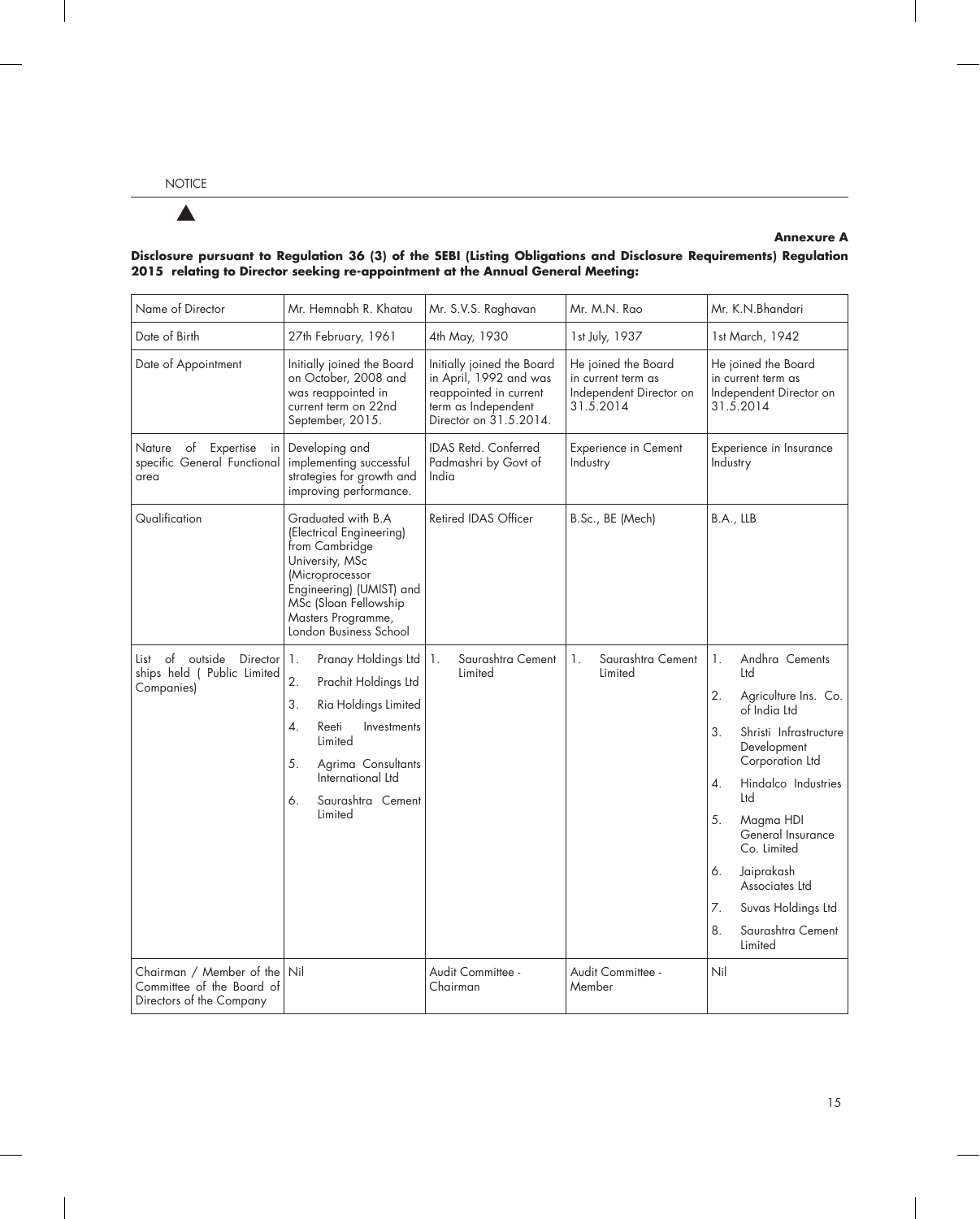**Annexure A**

**Disclosure pursuant to Regulation 36 (3) of the SEBI (Listing Obligations and Disclosure Requirements) Regulation 2015 relating to Director seeking re-appointment at the Annual General Meeting:**

| Name of Director | Mr. Hemnabh R. Khatau | Mr. S.V.S. Raghavan | Mr. M.N. Rao | Mr. K.N.Bhandari |
|---|---|---|---|---|
| Date of Birth | 27th February, 1961 | 4th May, 1930 | 1st July, 1937 | 1st March, 1942 |
| Date of Appointment | Initially joined the Board on October, 2008 and was reappointed in current term on 22nd September, 2015. | Initially joined the Board in April, 1992 and was reappointed in current term as Independent Director on 31.5.2014. | He joined the Board in current term as Independent Director on 31.5.2014 | He joined the Board in current term as Independent Director on 31.5.2014 |
| Nature of Expertise in specific General Functional area | Developing and implementing successful strategies for growth and improving performance. | IDAS Retd. Conferred Padmashri by Govt of India | Experience in Cement Industry | Experience in Insurance Industry |
| Qualification | Graduated with B.A (Electrical Engineering) from Cambridge University, MSc (Microprocessor Engineering) (UMIST) and MSc (Sloan Fellowship Masters Programme, London Business School | Retired IDAS Officer | B.Sc., BE (Mech) | B.A., LLB |
| List of outside Director ships held ( Public Limited Companies) | 1. Pranay Holdings Ltd<br>2. Prachit Holdings Ltd<br>3. Ria Holdings Limited<br>4. Reeti Investments Limited<br>5. Agrima Consultants International Ltd<br>6. Saurashtra Cement Limited | 1. Saurashtra Cement Limited | 1. Saurashtra Cement Limited | 1. Andhra Cements Ltd<br>2. Agriculture Ins. Co. of India Ltd<br>3. Shristi Infrastructure Development Corporation Ltd<br>4. Hindalco Industries Ltd<br>5. Magma HDI General Insurance Co. Limited<br>6. Jaiprakash Associates Ltd<br>7. Suvas Holdings Ltd<br>8. Saurashtra Cement Limited |
| Chairman / Member of the Committee of the Board of Directors of the Company | Nil | Audit Committee - Chairman | Audit Committee - Member | Nil |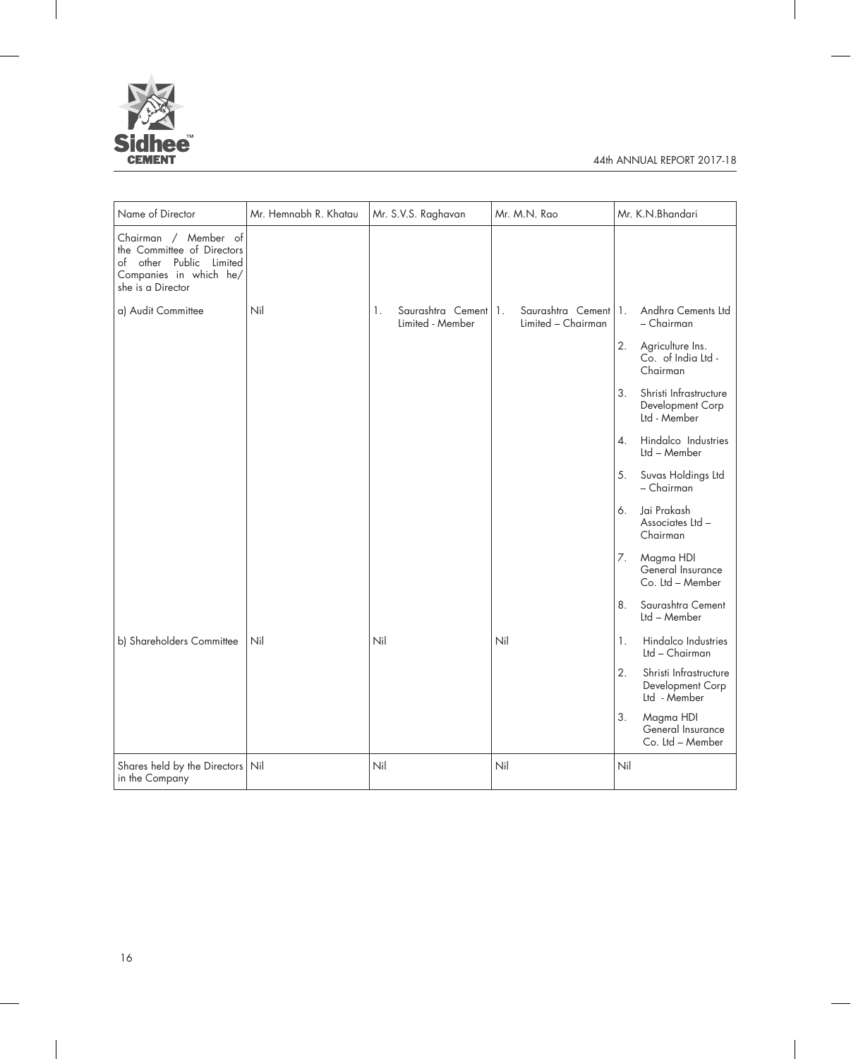| Name of Director | Mr. Hemnabh R. Khatau | Mr. S.V.S. Raghavan | Mr. M.N. Rao | Mr. K.N.Bhandari |
|---|---|---|---|---|
| Chairman / Member of the Committee of Directors of other Public Limited Companies in which he/ she is a Director | | | | |
| a) Audit Committee | Nil | 1. Saurashtra Cement Limited - Member | 1. Saurashtra Cement Limited – Chairman | 1. Andhra Cements Ltd – Chairman<br>2. Agriculture Ins. Co. of India Ltd - Chairman<br>3. Shristi Infrastructure Development Corp Ltd - Member<br>4. Hindalco Industries Ltd – Member<br>5. Suvas Holdings Ltd – Chairman<br>6. Jai Prakash Associates Ltd – Chairman<br>7. Magma HDI General Insurance Co. Ltd – Member<br>8. Saurashtra Cement Ltd – Member |
| b) Shareholders Committee | Nil | Nil | Nil | 1. Hindalco Industries Ltd – Chairman<br>2. Shristi Infrastructure Development Corp Ltd - Member<br>3. Magma HDI General Insurance Co. Ltd – Member |
| Shares held by the Directors in the Company | Nil | Nil | Nil | Nil |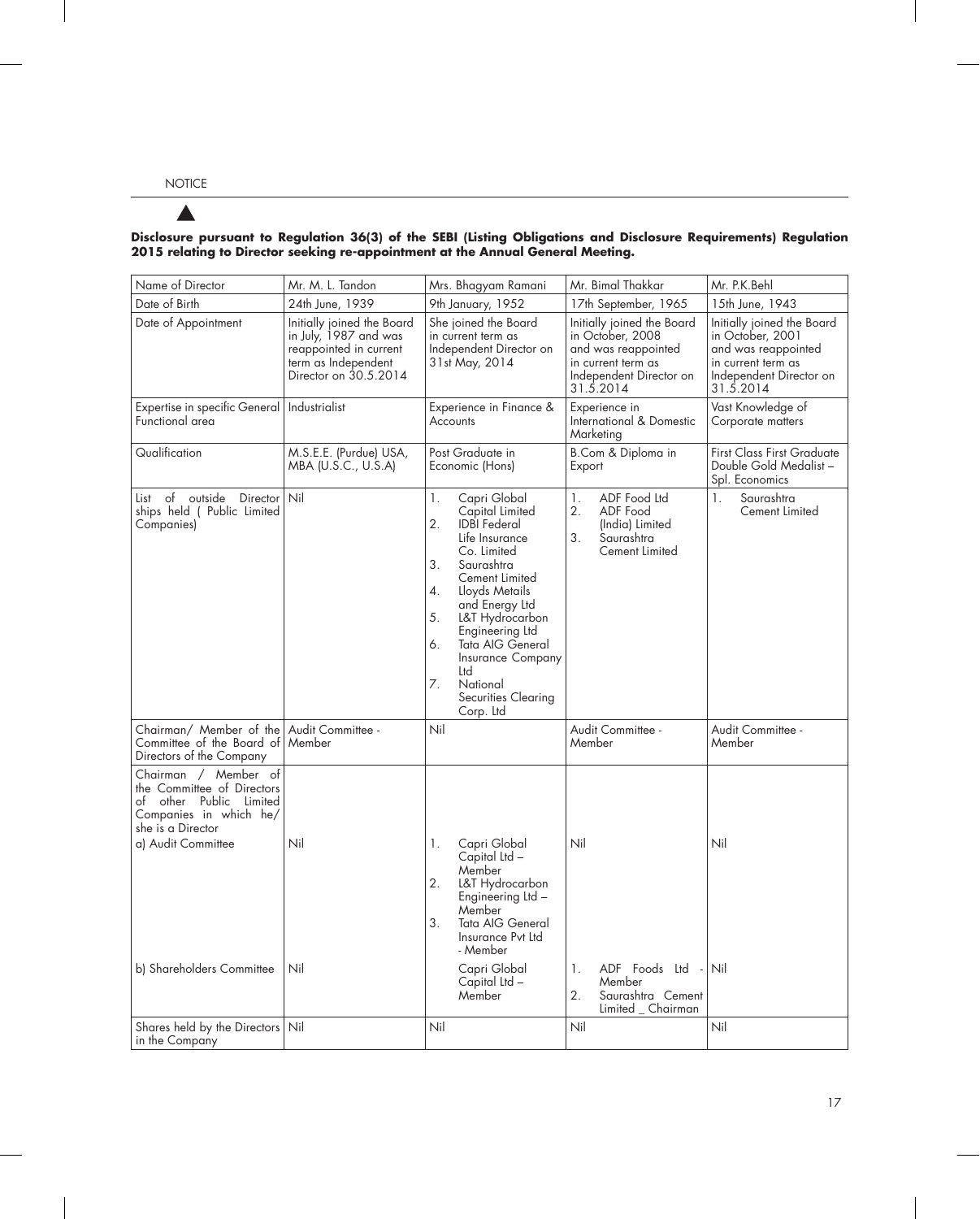**Disclosure pursuant to Regulation 36(3) of the SEBI (Listing Obligations and Disclosure Requirements) Regulation 2015 relating to Director seeking re-appointment at the Annual General Meeting.**

| Name of Director | Mr. M. L. Tandon | Mrs. Bhagyam Ramani | Mr. Bimal Thakkar | Mr. P.K.Behl |
|---|---|---|---|---|
| Date of Birth | 24th June, 1939 | 9th January, 1952 | 17th September, 1965 | 15th June, 1943 |
| Date of Appointment | Initially joined the Board in July, 1987 and was reappointed in current term as Independent Director on 30.5.2014 | She joined the Board in current term as Independent Director on 31st May, 2014 | Initially joined the Board in October, 2008 and was reappointed in current term as Independent Director on 31.5.2014 | Initially joined the Board in October, 2001 and was reappointed in current term as Independent Director on 31.5.2014 |
| Expertise in specific General Functional area | Industrialist | Experience in Finance & Accounts | Experience in International & Domestic Marketing | Vast Knowledge of Corporate matters |
| Qualification | M.S.E.E. (Purdue) USA, MBA (U.S.C., U.S.A) | Post Graduate in Economic (Hons) | B.Com & Diploma in Export | First Class First Graduate Double Gold Medalist – Spl. Economics |
| List of outside Director ships held ( Public Limited Companies) | Nil | 1. Capri Global Capital Limited<br>2. IDBI Federal Life Insurance Co. Limited<br>3. Saurashtra Cement Limited<br>4. Lloyds Metails and Energy Ltd<br>5. L&T Hydrocarbon Engineering Ltd<br>6. Tata AIG General Insurance Company Ltd<br>7. National Securities Clearing Corp. Ltd | 1. ADF Food Ltd<br>2. ADF Food (India) Limited<br>3. Saurashtra Cement Limited | 1. Saurashtra Cement Limited |
| Chairman/ Member of the Committee of the Board of Directors of the Company | Audit Committee - Member | Nil | Audit Committee - Member | Audit Committee - Member |
| Chairman / Member of the Committee of Directors of other Public Limited Companies in which he/ she is a Director | | | | |
| a) Audit Committee | Nil | 1. Capri Global Capital Ltd – Member<br>2. L&T Hydrocarbon Engineering Ltd – Member<br>3. Tata AIG General Insurance Pvt Ltd - Member | Nil | Nil |
| b) Shareholders Committee | Nil | Capri Global Capital Ltd – Member | 1. ADF Foods Ltd - Member<br>2. Saurashtra Cement Limited _ Chairman | Nil |
| Shares held by the Directors in the Company | Nil | Nil | Nil | Nil |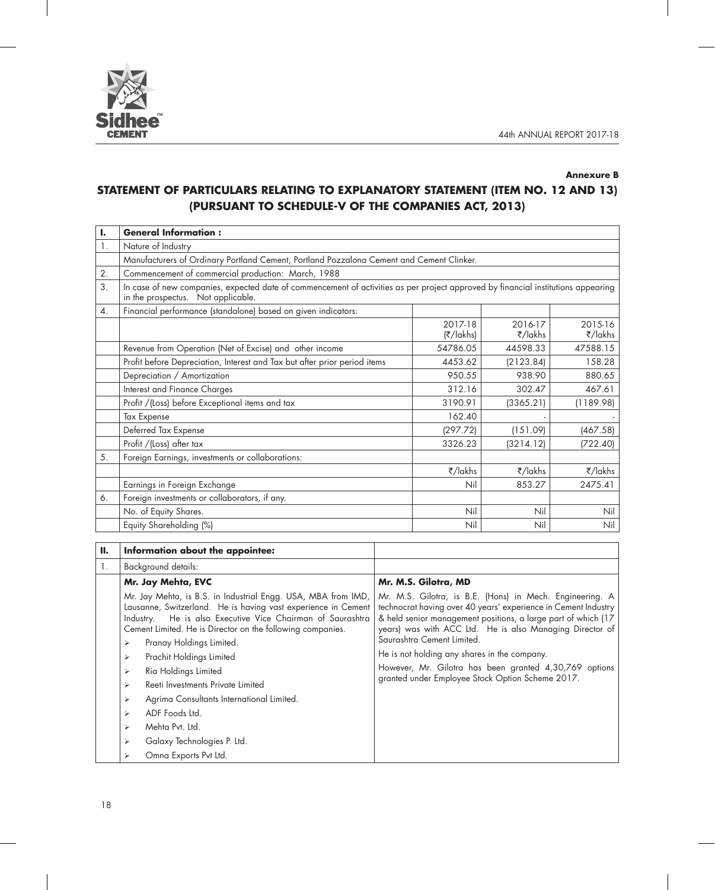**Annexure B**

# STATEMENT OF PARTICULARS RELATING TO EXPLANATORY STATEMENT (ITEM NO. 12 AND 13) (PURSUANT TO SCHEDULE-V OF THE COMPANIES ACT, 2013)

| I. | **General Information :** | | | |
|---|---|---|---|---|
| 1. | Nature of Industry | | | |
| | Manufacturers of Ordinary Portland Cement, Portland Pozzalona Cement and Cement Clinker. | | | |
| 2. | Commencement of commercial production: March, 1988 | | | |
| 3. | In case of new companies, expected date of commencement of activities as per project approved by financial institutions appearing in the prospectus. Not applicable. | | | |
| 4. | Financial performance (standalone) based on given indicators: | | | |
| | | 2017-18 (₹/lakhs) | 2016-17 ₹/lakhs | 2015-16 ₹/lakhs |
| | Revenue from Operation (Net of Excise) and other income | 54786.05 | 44598.33 | 47588.15 |
| | Profit before Depreciation, Interest and Tax but after prior period items | 4453.62 | (2123.84) | 158.28 |
| | Depreciation / Amortization | 950.55 | 938.90 | 880.65 |
| | Interest and Finance Charges | 312.16 | 302.47 | 467.61 |
| | Profit /(Loss) before Exceptional items and tax | 3190.91 | (3365.21) | (1189.98) |
| | Tax Expense | 162.40 | - | - |
| | Deferred Tax Expense | (297.72) | (151.09) | (467.58) |
| | Profit /(Loss) after tax | 3326.23 | (3214.12) | (722.40) |
| 5. | Foreign Earnings, investments or collaborations: | | | |
| | | ₹/lakhs | ₹/lakhs | ₹/lakhs |
| | Earnings in Foreign Exchange | Nil | 853.27 | 2475.41 |
| 6. | Foreign investments or collaborators, if any. | | | |
| | No. of Equity Shares. | Nil | Nil | Nil |
| | Equity Shareholding (%) | Nil | Nil | Nil |

| II. | **Information about the appointee:** | |
|---|---|---|
| 1. | Background details: | |
| | **Mr. Jay Mehta, EVC**<br>Mr. Jay Mehta, is B.S. in Industrial Engg. USA, MBA from IMD, Lausanne, Switzerland. He is having vast experience in Cement Industry. He is also Executive Vice Chairman of Saurashtra Cement Limited. He is Director on the following companies.<br>➢ Pranay Holdings Limited.<br>➢ Prachit Holdings Limited<br>➢ Ria Holdings Limited<br>➢ Reeti Investments Private Limited<br>➢ Agrima Consultants International Limited.<br>➢ ADF Foods Ltd.<br>➢ Mehta Pvt. Ltd.<br>➢ Galaxy Technologies P. Ltd.<br>➢ Omna Exports Pvt Ltd. | **Mr. M.S. Gilotra, MD**<br>Mr. M.S. Gilotra, is B.E. (Hons) in Mech. Engineering. A technocrat having over 40 years' experience in Cement Industry & held senior management positions, a large part of which (17 years) was with ACC Ltd. He is also Managing Director of Saurashtra Cement Limited.<br>He is not holding any shares in the company.<br>However, Mr. Gilotra has been granted 4,30,769 options granted under Employee Stock Option Scheme 2017. |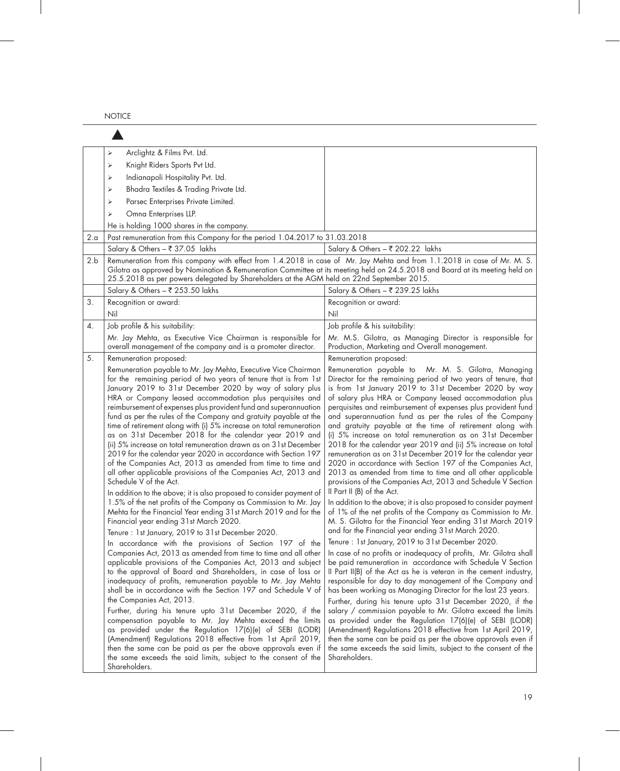| | | |
|---|---|---|
| | ➢ Arclightz & Films Pvt. Ltd.<br>➢ Knight Riders Sports Pvt Ltd.<br>➢ Indianapoli Hospitality Pvt. Ltd.<br>➢ Bhadra Textiles & Trading Private Ltd.<br>➢ Parsec Enterprises Private Limited.<br>➢ Omna Enterprises LLP.<br>He is holding 1000 shares in the company. | |
| 2.a | Past remuneration from this Company for the period 1.04.2017 to 31.03.2018 | |
| | Salary & Others – ₹ 37.05 lakhs | Salary & Others – ₹ 202.22 lakhs |
| 2.b | Remuneration from this company with effect from 1.4.2018 in case of Mr. Jay Mehta and from 1.1.2018 in case of Mr. M. S. Gilotra as approved by Nomination & Remuneration Committee at its meeting held on 24.5.2018 and Board at its meeting held on 25.5.2018 as per powers delegated by Shareholders at the AGM held on 22nd September 2015. | |
| | Salary & Others – ₹ 253.50 lakhs | Salary & Others – ₹ 239.25 lakhs |
| 3. | Recognition or award:<br>Nil | Recognition or award:<br>Nil |
| 4. | Job profile & his suitability:<br>Mr. Jay Mehta, as Executive Vice Chairman is responsible for overall management of the company and is a promoter director. | Job profile & his suitability:<br>Mr. M.S. Gilotra, as Managing Director is responsible for Production, Marketing and Overall management. |
| 5. | Remuneration proposed:<br>Remuneration payable to Mr. Jay Mehta, Executive Vice Chairman for the remaining period of two years of tenure that is from 1st January 2019 to 31st December 2020 by way of salary plus HRA or Company leased accommodation plus perquisites and reimbursement of expenses plus provident fund and superannuation fund as per the rules of the Company and gratuity payable at the time of retirement along with (i) 5% increase on total remuneration as on 31st December 2018 for the calendar year 2019 and (ii) 5% increase on total remuneration drawn as on 31st December 2019 for the calendar year 2020 in accordance with Section 197 of the Companies Act, 2013 as amended from time to time and all other applicable provisions of the Companies Act, 2013 and Schedule V of the Act.<br>In addition to the above; it is also proposed to consider payment of 1.5% of the net profits of the Company as Commission to Mr. Jay Mehta for the Financial Year ending 31st March 2019 and for the Financial year ending 31st March 2020.<br>Tenure : 1st January, 2019 to 31st December 2020.<br>In accordance with the provisions of Section 197 of the Companies Act, 2013 as amended from time to time and all other applicable provisions of the Companies Act, 2013 and subject to the approval of Board and Shareholders, in case of loss or inadequacy of profits, remuneration payable to Mr. Jay Mehta shall be in accordance with the Section 197 and Schedule V of the Companies Act, 2013.<br>Further, during his tenure upto 31st December 2020, if the compensation payable to Mr. Jay Mehta exceed the limits as provided under the Regulation 17(6)(e) of SEBI (LODR) (Amendment) Regulations 2018 effective from 1st April 2019, then the same can be paid as per the above approvals even if the same exceeds the said limits, subject to the consent of the Shareholders. | Remuneration proposed:<br>Remuneration payable to Mr. M. S. Gilotra, Managing Director for the remaining period of two years of tenure, that is from 1st January 2019 to 31st December 2020 by way of salary plus HRA or Company leased accommodation plus perquisites and reimbursement of expenses plus provident fund and superannuation fund as per the rules of the Company and gratuity payable at the time of retirement along with (i) 5% increase on total remuneration as on 31st December 2018 for the calendar year 2019 and (ii) 5% increase on total remuneration as on 31st December 2019 for the calendar year 2020 in accordance with Section 197 of the Companies Act, 2013 as amended from time to time and all other applicable provisions of the Companies Act, 2013 and Schedule V Section II Part II (B) of the Act.<br>In addition to the above; it is also proposed to consider payment of 1% of the net profits of the Company as Commission to Mr. M. S. Gilotra for the Financial Year ending 31st March 2019 and for the Financial year ending 31st March 2020.<br>Tenure : 1st January, 2019 to 31st December 2020.<br>In case of no profits or inadequacy of profits, Mr. Gilotra shall be paid remuneration in accordance with Schedule V Section II Part II(B) of the Act as he is veteran in the cement industry, responsible for day to day management of the Company and has been working as Managing Director for the last 23 years.<br>Further, during his tenure upto 31st December 2020, if the salary / commission payable to Mr. Gilotra exceed the limits as provided under the Regulation 17(6)(e) of SEBI (LODR) (Amendment) Regulations 2018 effective from 1st April 2019, then the same can be paid as per the above approvals even if the same exceeds the said limits, subject to the consent of the Shareholders. |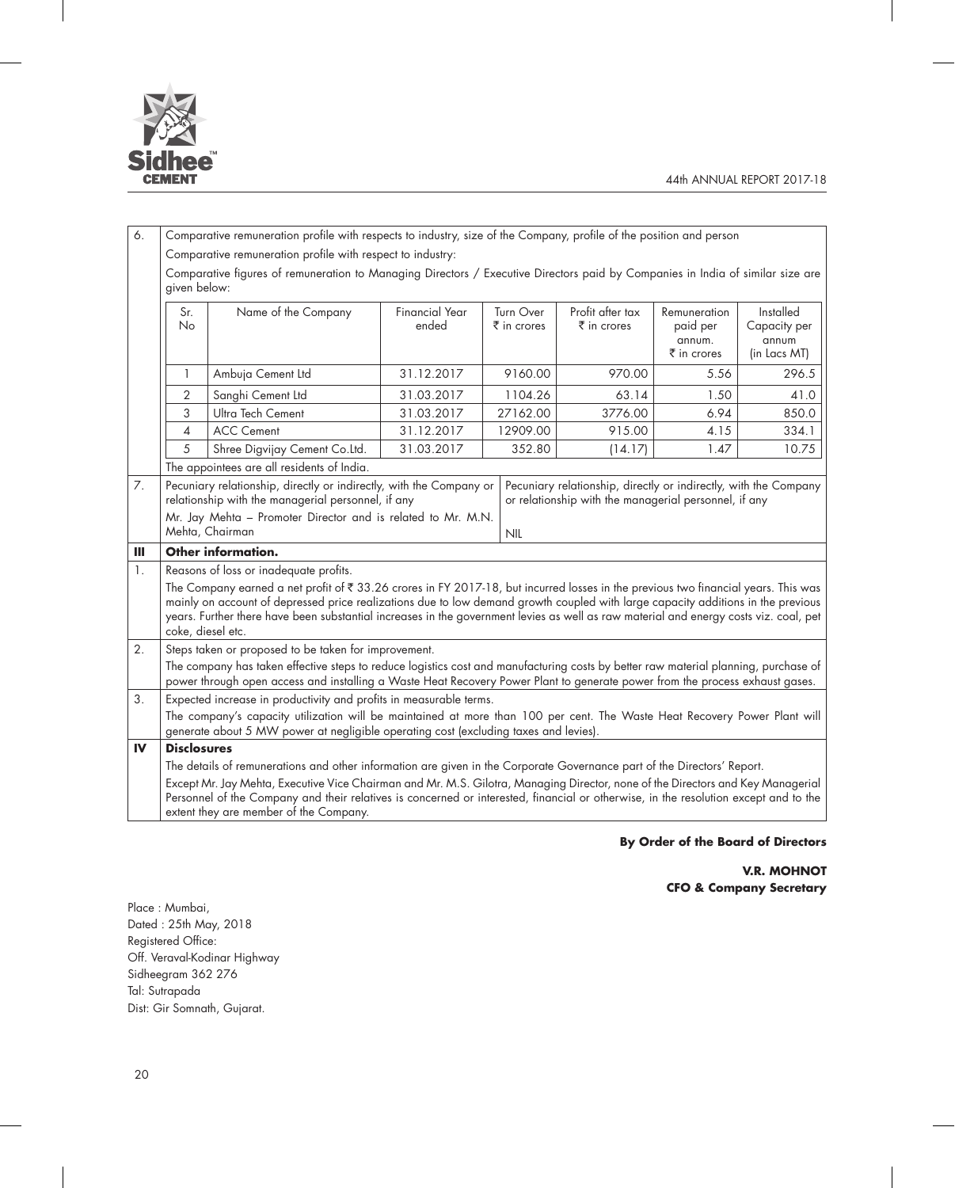6. Comparative remuneration profile with respects to industry, size of the Company, profile of the position and person

Comparative remuneration profile with respect to industry:

Comparative figures of remuneration to Managing Directors / Executive Directors paid by Companies in India of similar size are given below:

| Sr. No | Name of the Company | Financial Year ended | Turn Over ₹ in crores | Profit after tax ₹ in crores | Remuneration paid per annum. ₹ in crores | Installed Capacity per annum (in Lacs MT) |
|---|---|---|---|---|---|---|
| 1 | Ambuja Cement Ltd | 31.12.2017 | 9160.00 | 970.00 | 5.56 | 296.5 |
| 2 | Sanghi Cement Ltd | 31.03.2017 | 1104.26 | 63.14 | 1.50 | 41.0 |
| 3 | Ultra Tech Cement | 31.03.2017 | 27162.00 | 3776.00 | 6.94 | 850.0 |
| 4 | ACC Cement | 31.12.2017 | 12909.00 | 915.00 | 4.15 | 334.1 |
| 5 | Shree Digvijay Cement Co.Ltd. | 31.03.2017 | 352.80 | (14.17) | 1.47 | 10.75 |

The appointees are all residents of India.

7. Pecuniary relationship, directly or indirectly, with the Company or relationship with the managerial personnel, if any

Mr. Jay Mehta – Promoter Director and is related to Mr. M.N. Mehta, Chairman

Pecuniary relationship, directly or indirectly, with the Company or relationship with the managerial personnel, if any

NIL

**III Other information.**

1. Reasons of loss or inadequate profits.

The Company earned a net profit of ₹ 33.26 crores in FY 2017-18, but incurred losses in the previous two financial years. This was mainly on account of depressed price realizations due to low demand growth coupled with large capacity additions in the previous years. Further there have been substantial increases in the government levies as well as raw material and energy costs viz. coal, pet coke, diesel etc.

2. Steps taken or proposed to be taken for improvement.

The company has taken effective steps to reduce logistics cost and manufacturing costs by better raw material planning, purchase of power through open access and installing a Waste Heat Recovery Power Plant to generate power from the process exhaust gases.

3. Expected increase in productivity and profits in measurable terms.

The company's capacity utilization will be maintained at more than 100 per cent. The Waste Heat Recovery Power Plant will generate about 5 MW power at negligible operating cost (excluding taxes and levies).

**IV Disclosures**

The details of remunerations and other information are given in the Corporate Governance part of the Directors' Report.

Except Mr. Jay Mehta, Executive Vice Chairman and Mr. M.S. Gilotra, Managing Director, none of the Directors and Key Managerial Personnel of the Company and their relatives is concerned or interested, financial or otherwise, in the resolution except and to the extent they are member of the Company.

**By Order of the Board of Directors**

**V.R. MOHNOT**
**CFO & Company Secretary**

Place : Mumbai,
Dated : 25th May, 2018
Registered Office:
Off. Veraval-Kodinar Highway
Sidheegram 362 276
Tal: Sutrapada
Dist: Gir Somnath, Gujarat.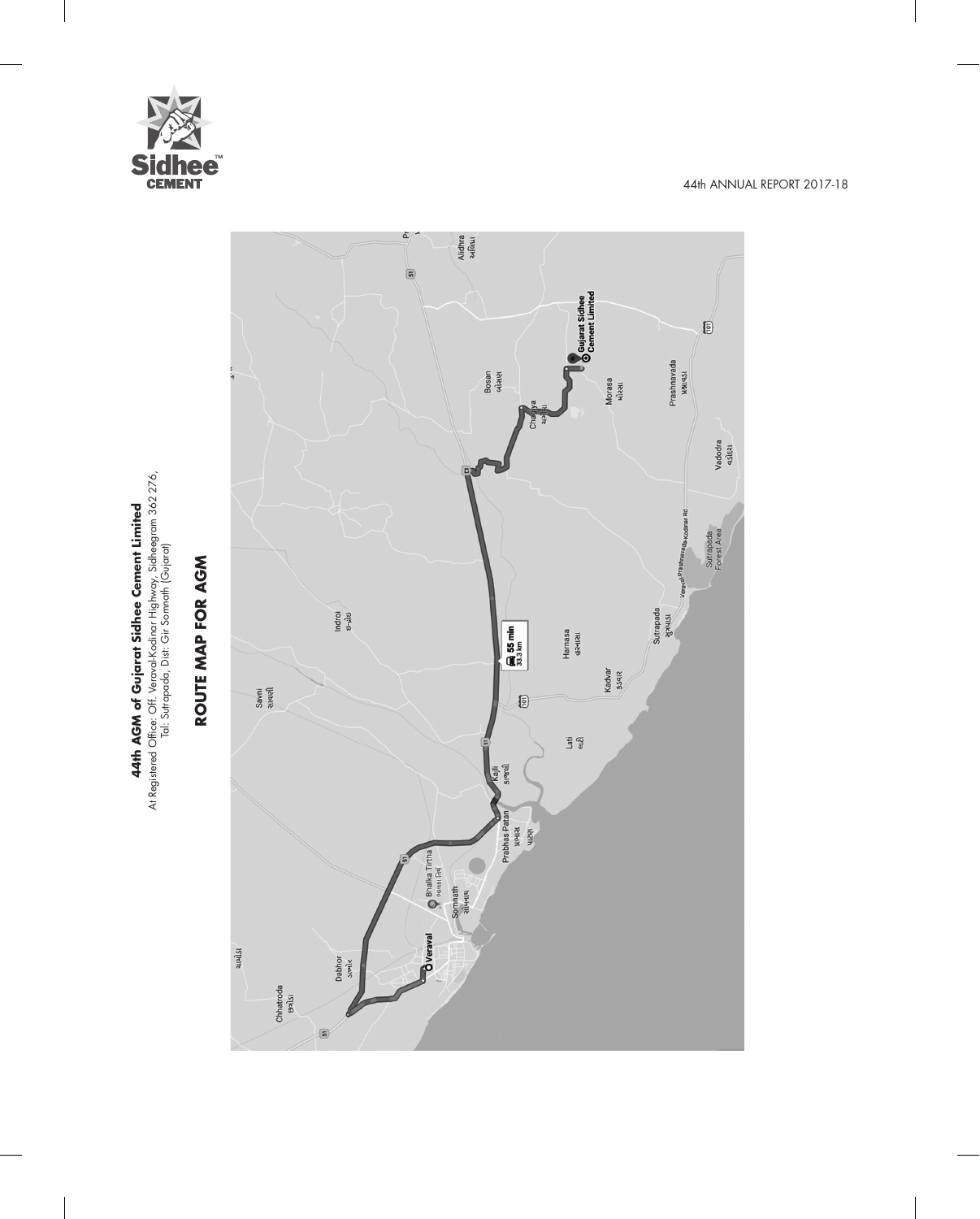**44th AGM of Gujarat Sidhee Cement Limited**

At Registered Office: Off. Veraval-Kodinar Highway, Sidheegram 362 276, Tal: Sutrapada, Dist: Gir Somnath (Gujarat)

## ROUTE MAP FOR AGM

Veraval

Dabhor

Chhatroda

Bhalka Tirtha

Somnath

Prabhas Patan

Kajli

Savni

Indroi

Lati

Kadvar

Harnasa

55 min
33.3 km

Sutrapada

Sutrapada Forest Area

Veraval Prashnavada Kodinar Rd

Vadodra

Prashnavada

Morasa

Chamya

Bosan

Gujarat Sidhee Cement Limited

Alidhra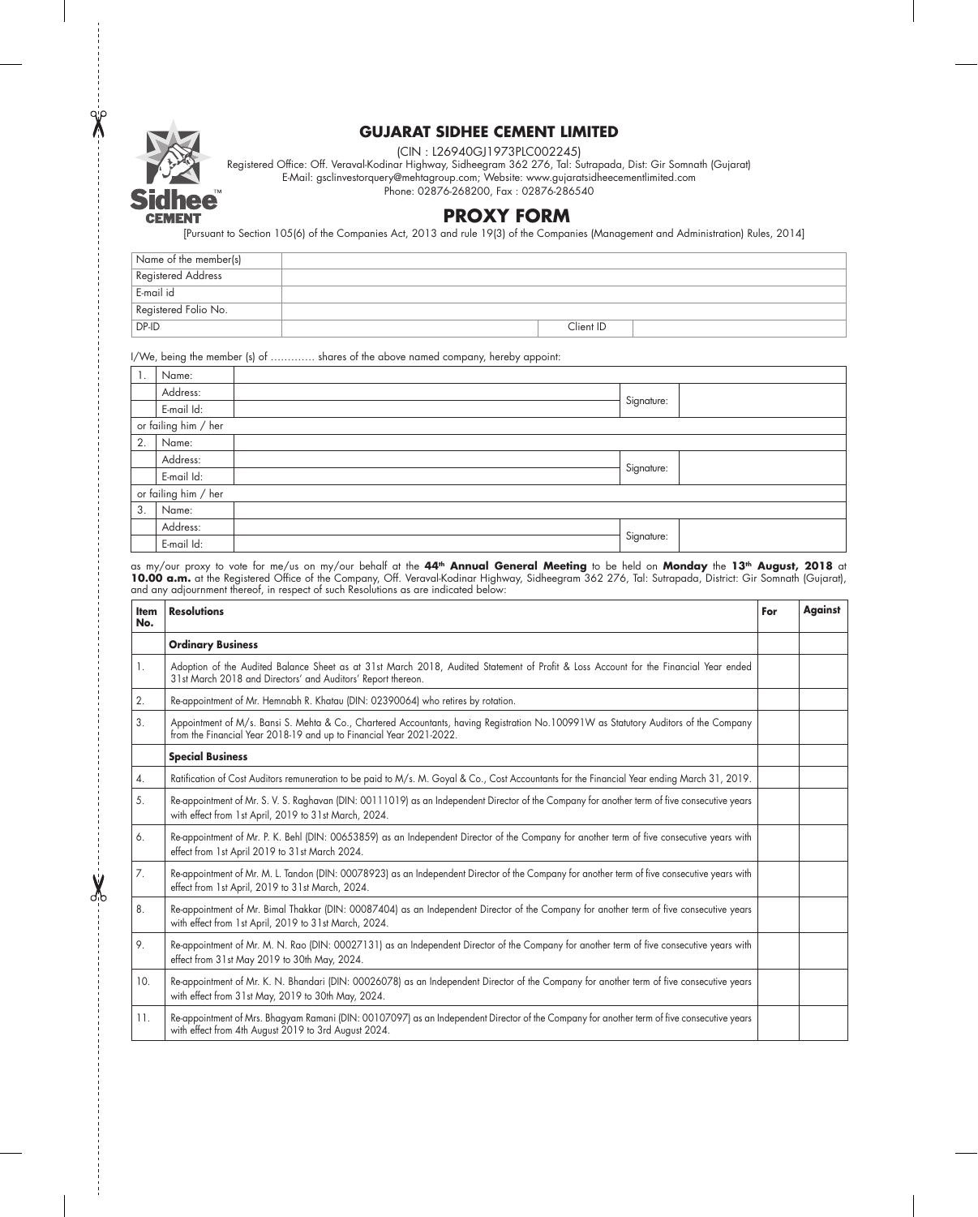## GUJARAT SIDHEE CEMENT LIMITED

(CIN : L26940GJ1973PLC002245)

Registered Office: Off. Veraval-Kodinar Highway, Sidheegram 362 276, Tal: Sutrapada, Dist: Gir Somnath (Gujarat)

E-Mail: gsclinvestorquery@mehtagroup.com; Website: www.gujaratsidheecementlimited.com

Phone: 02876-268200, Fax : 02876-286540

# PROXY FORM

[Pursuant to Section 105(6) of the Companies Act, 2013 and rule 19(3) of the Companies (Management and Administration) Rules, 2014]

| | | | |
|---|---|---|---|
| Name of the member(s) | | | |
| Registered Address | | | |
| E-mail id | | | |
| Registered Folio No. | | | |
| DP-ID | | Client ID | |

I/We, being the member (s) of ………… shares of the above named company, hereby appoint:

| | | | | |
|---|---|---|---|---|
| 1. | Name: | | | |
| | Address: | | Signature: | |
| | E-mail Id: | | | |
| or failing him / her | | | | |
| 2. | Name: | | | |
| | Address: | | Signature: | |
| | E-mail Id: | | | |
| or failing him / her | | | | |
| 3. | Name: | | | |
| | Address: | | Signature: | |
| | E-mail Id: | | | |

as my/our proxy to vote for me/us on my/our behalf at the **44th Annual General Meeting** to be held on **Monday** the **13th August, 2018** at **10.00 a.m.** at the Registered Office of the Company, Off. Veraval-Kodinar Highway, Sidheegram 362 276, Tal: Sutrapada, District: Gir Somnath (Gujarat), and any adjournment thereof, in respect of such Resolutions as are indicated below:

| Item No. | Resolutions | For | Against |
|---|---|---|---|
| | **Ordinary Business** | | |
| 1. | Adoption of the Audited Balance Sheet as at 31st March 2018, Audited Statement of Profit & Loss Account for the Financial Year ended 31st March 2018 and Directors' and Auditors' Report thereon. | | |
| 2. | Re-appointment of Mr. Hemnabh R. Khatau (DIN: 02390064) who retires by rotation. | | |
| 3. | Appointment of M/s. Bansi S. Mehta & Co., Chartered Accountants, having Registration No.100991W as Statutory Auditors of the Company from the Financial Year 2018-19 and up to Financial Year 2021-2022. | | |
| | **Special Business** | | |
| 4. | Ratification of Cost Auditors remuneration to be paid to M/s. M. Goyal & Co., Cost Accountants for the Financial Year ending March 31, 2019. | | |
| 5. | Re-appointment of Mr. S. V. S. Raghavan (DIN: 00111019) as an Independent Director of the Company for another term of five consecutive years with effect from 1st April, 2019 to 31st March, 2024. | | |
| 6. | Re-appointment of Mr. P. K. Behl (DIN: 00653859) as an Independent Director of the Company for another term of five consecutive years with effect from 1st April 2019 to 31st March 2024. | | |
| 7. | Re-appointment of Mr. M. L. Tandon (DIN: 00078923) as an Independent Director of the Company for another term of five consecutive years with effect from 1st April, 2019 to 31st March, 2024. | | |
| 8. | Re-appointment of Mr. Bimal Thakkar (DIN: 00087404) as an Independent Director of the Company for another term of five consecutive years with effect from 1st April, 2019 to 31st March, 2024. | | |
| 9. | Re-appointment of Mr. M. N. Rao (DIN: 00027131) as an Independent Director of the Company for another term of five consecutive years with effect from 31st May 2019 to 30th May, 2024. | | |
| 10. | Re-appointment of Mr. K. N. Bhandari (DIN: 00026078) as an Independent Director of the Company for another term of five consecutive years with effect from 31st May, 2019 to 30th May, 2024. | | |
| 11. | Re-appointment of Mrs. Bhagyam Ramani (DIN: 00107097) as an Independent Director of the Company for another term of five consecutive years with effect from 4th August 2019 to 3rd August 2024. | | |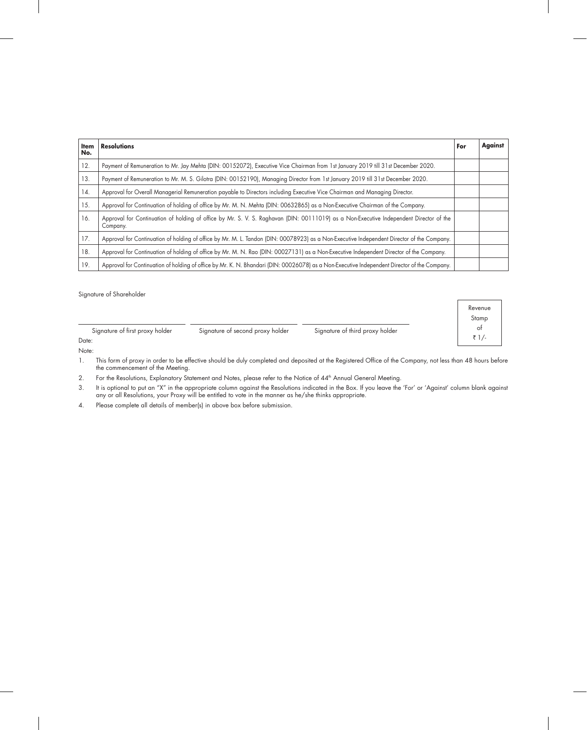| Item No. | Resolutions | For | Against |
|---|---|---|---|
| 12. | Payment of Remuneration to Mr. Jay Mehta (DIN: 00152072), Executive Vice Chairman from 1st January 2019 till 31st December 2020. | | |
| 13. | Payment of Remuneration to Mr. M. S. Gilotra (DIN: 00152190), Managing Director from 1st January 2019 till 31st December 2020. | | |
| 14. | Approval for Overall Managerial Remuneration payable to Directors including Executive Vice Chairman and Managing Director. | | |
| 15. | Approval for Continuation of holding of office by Mr. M. N. Mehta (DIN: 00632865) as a Non-Executive Chairman of the Company. | | |
| 16. | Approval for Continuation of holding of office by Mr. S. V. S. Raghavan (DIN: 00111019) as a Non-Executive Independent Director of the Company. | | |
| 17. | Approval for Continuation of holding of office by Mr. M. L. Tandon (DIN: 00078923) as a Non-Executive Independent Director of the Company. | | |
| 18. | Approval for Continuation of holding of office by Mr. M. N. Rao (DIN: 00027131) as a Non-Executive Independent Director of the Company. | | |
| 19. | Approval for Continuation of holding of office by Mr. K. N. Bhandari (DIN: 00026078) as a Non-Executive Independent Director of the Company. | | |

Signature of Shareholder

Revenue Stamp of ₹ 1/-

Signature of first proxy holder | Signature of second proxy holder | Signature of third proxy holder

Date:

Note:

1. This form of proxy in order to be effective should be duly completed and deposited at the Registered Office of the Company, not less than 48 hours before the commencement of the Meeting.
2. For the Resolutions, Explanatory Statement and Notes, please refer to the Notice of 44th Annual General Meeting.
3. It is optional to put an "X" in the appropriate column against the Resolutions indicated in the Box. If you leave the 'For' or 'Against' column blank against any or all Resolutions, your Proxy will be entitled to vote in the manner as he/she thinks appropriate.
4. Please complete all details of member(s) in above box before submission.